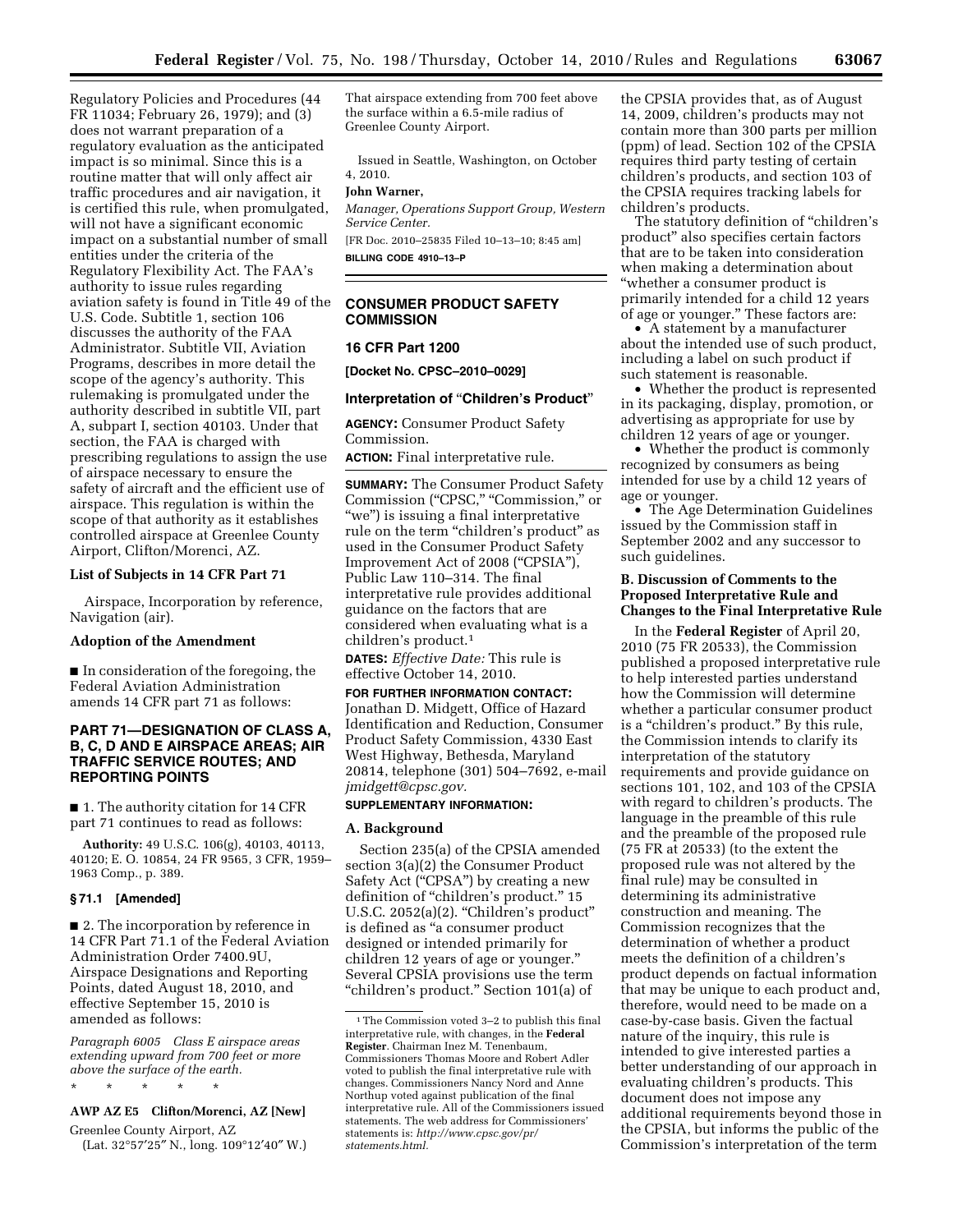Regulatory Policies and Procedures (44 FR 11034; February 26, 1979); and (3) does not warrant preparation of a regulatory evaluation as the anticipated impact is so minimal. Since this is a routine matter that will only affect air traffic procedures and air navigation, it is certified this rule, when promulgated, will not have a significant economic impact on a substantial number of small entities under the criteria of the Regulatory Flexibility Act. The FAA's authority to issue rules regarding aviation safety is found in Title 49 of the U.S. Code. Subtitle 1, section 106 discusses the authority of the FAA Administrator. Subtitle VII, Aviation Programs, describes in more detail the scope of the agency's authority. This rulemaking is promulgated under the authority described in subtitle VII, part A, subpart I, section 40103. Under that section, the FAA is charged with prescribing regulations to assign the use of airspace necessary to ensure the safety of aircraft and the efficient use of airspace. This regulation is within the scope of that authority as it establishes controlled airspace at Greenlee County Airport, Clifton/Morenci, AZ.

### List of Subjects in 14 CFR Part 71

Airspace, Incorporation by reference, Navigation (air).

### Adoption of the Amendment

■ In consideration of the foregoing, the Federal Aviation Administration amends 14 CFR part 71 as follows:

## PART 71—DESIGNATION OF CLASS A, B, C, D AND E AIRSPACE AREAS; AIR TRAFFIC SERVICE ROUTES; AND REPORTING POINTS

■ 1. The authority citation for 14 CFR part 71 continues to read as follows:

**Authority:** 49 U.S.C. 106(g), 40103, 40113, 40120; E. O. 10854, 24 FR 9565, 3 CFR, 1959–1963 Comp., p. 389.

### § 71.1 [Amended]

■ 2. The incorporation by reference in 14 CFR Part 71.1 of the Federal Aviation Administration Order 7400.9U, Airspace Designations and Reporting Points, dated August 18, 2010, and effective September 15, 2010 is amended as follows:

*Paragraph 6005 Class E airspace areas extending upward from 700 feet or more above the surface of the earth.*

\* \* \* \* \*

**AWP AZ E5 Clifton/Morenci, AZ [New]**

Greenlee County Airport, AZ
(Lat. 32°57′25″ N., long. 109°12′40″ W.)

That airspace extending from 700 feet above the surface within a 6.5-mile radius of Greenlee County Airport.

Issued in Seattle, Washington, on October 4, 2010.

**John Warner,**
*Manager, Operations Support Group, Western Service Center.*

[FR Doc. 2010–25835 Filed 10–13–10; 8:45 am]

**BILLING CODE 4910–13–P**

---

## CONSUMER PRODUCT SAFETY COMMISSION

### 16 CFR Part 1200

**[Docket No. CPSC–2010–0029]**

### Interpretation of "Children's Product"

**AGENCY:** Consumer Product Safety Commission.

**ACTION:** Final interpretative rule.

**SUMMARY:** The Consumer Product Safety Commission ("CPSC," "Commission," or "we") is issuing a final interpretative rule on the term "children's product" as used in the Consumer Product Safety Improvement Act of 2008 ("CPSIA"), Public Law 110–314. The final interpretative rule provides additional guidance on the factors that are considered when evaluating what is a children's product.[1]

**DATES:** *Effective Date:* This rule is effective October 14, 2010.

**FOR FURTHER INFORMATION CONTACT:** Jonathan D. Midgett, Office of Hazard Identification and Reduction, Consumer Product Safety Commission, 4330 East West Highway, Bethesda, Maryland 20814, telephone (301) 504–7692, e-mail *jmidgett@cpsc.gov.*

**SUPPLEMENTARY INFORMATION:**

### A. Background

Section 235(a) of the CPSIA amended section 3(a)(2) the Consumer Product Safety Act ("CPSA") by creating a new definition of "children's product." 15 U.S.C. 2052(a)(2). "Children's product" is defined as "a consumer product designed or intended primarily for children 12 years of age or younger." Several CPSIA provisions use the term "children's product." Section 101(a) of the CPSIA provides that, as of August 14, 2009, children's products may not contain more than 300 parts per million (ppm) of lead. Section 102 of the CPSIA requires third party testing of certain children's products, and section 103 of the CPSIA requires tracking labels for children's products.

The statutory definition of "children's product" also specifies certain factors that are to be taken into consideration when making a determination about "whether a consumer product is primarily intended for a child 12 years of age or younger." These factors are:

- A statement by a manufacturer about the intended use of such product, including a label on such product if such statement is reasonable.
- Whether the product is represented in its packaging, display, promotion, or advertising as appropriate for use by children 12 years of age or younger.
- Whether the product is commonly recognized by consumers as being intended for use by a child 12 years of age or younger.
- The Age Determination Guidelines issued by the Commission staff in September 2002 and any successor to such guidelines.

### B. Discussion of Comments to the Proposed Interpretative Rule and Changes to the Final Interpretative Rule

In the **Federal Register** of April 20, 2010 (75 FR 20533), the Commission published a proposed interpretative rule to help interested parties understand how the Commission will determine whether a particular consumer product is a "children's product." By this rule, the Commission intends to clarify its interpretation of the statutory requirements and provide guidance on sections 101, 102, and 103 of the CPSIA with regard to children's products. The language in the preamble of this rule and the preamble of the proposed rule (75 FR at 20533) (to the extent the proposed rule was not altered by the final rule) may be consulted in determining its administrative construction and meaning. The Commission recognizes that the determination of whether a product meets the definition of a children's product depends on factual information that may be unique to each product and, therefore, would need to be made on a case-by-case basis. Given the factual nature of the inquiry, this rule is intended to give interested parties a better understanding of our approach in evaluating children's products. This document does not impose any additional requirements beyond those in the CPSIA, but informs the public of the Commission's interpretation of the term

---

[1] The Commission voted 3–2 to publish this final interpretative rule, with changes, in the **Federal Register**. Chairman Inez M. Tenenbaum, Commissioners Thomas Moore and Robert Adler voted to publish the final interpretative rule with changes. Commissioners Nancy Nord and Anne Northup voted against publication of the final interpretative rule. All of the Commissioners issued statements. The web address for Commissioners' statements is: *http://www.cpsc.gov/pr/statements.html.*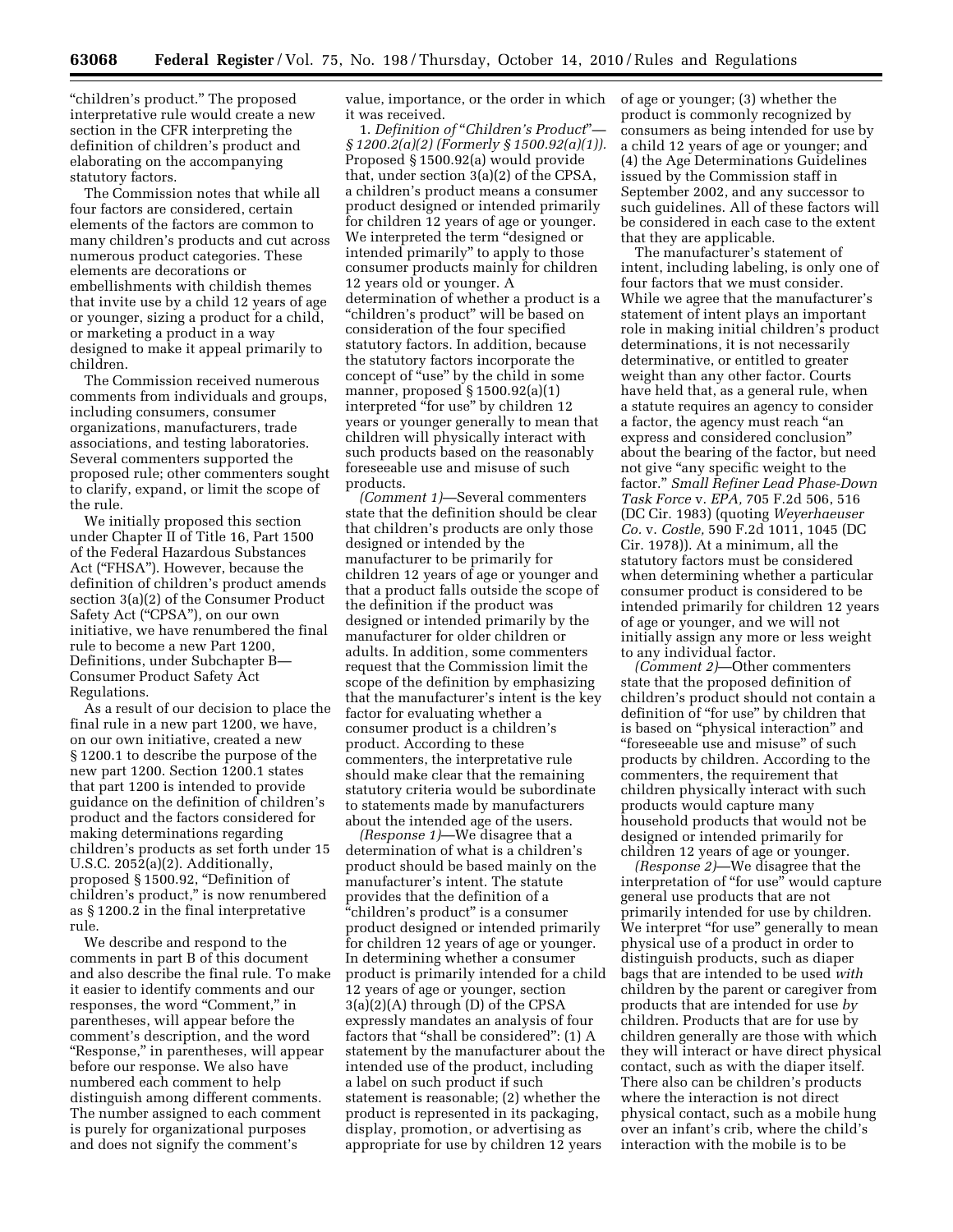"children's product." The proposed interpretative rule would create a new section in the CFR interpreting the definition of children's product and elaborating on the accompanying statutory factors.

The Commission notes that while all four factors are considered, certain elements of the factors are common to many children's products and cut across numerous product categories. These elements are decorations or embellishments with childish themes that invite use by a child 12 years of age or younger, sizing a product for a child, or marketing a product in a way designed to make it appeal primarily to children.

The Commission received numerous comments from individuals and groups, including consumers, consumer organizations, manufacturers, trade associations, and testing laboratories. Several commenters supported the proposed rule; other commenters sought to clarify, expand, or limit the scope of the rule.

We initially proposed this section under Chapter II of Title 16, Part 1500 of the Federal Hazardous Substances Act ("FHSA"). However, because the definition of children's product amends section 3(a)(2) of the Consumer Product Safety Act ("CPSA"), on our own initiative, we have renumbered the final rule to become a new Part 1200, Definitions, under Subchapter B—Consumer Product Safety Act Regulations.

As a result of our decision to place the final rule in a new part 1200, we have, on our own initiative, created a new § 1200.1 to describe the purpose of the new part 1200. Section 1200.1 states that part 1200 is intended to provide guidance on the definition of children's product and the factors considered for making determinations regarding children's products as set forth under 15 U.S.C. 2052(a)(2). Additionally, proposed § 1500.92, "Definition of children's product," is now renumbered as § 1200.2 in the final interpretative rule.

We describe and respond to the comments in part B of this document and also describe the final rule. To make it easier to identify comments and our responses, the word "Comment," in parentheses, will appear before the comment's description, and the word "Response," in parentheses, will appear before our response. We also have numbered each comment to help distinguish among different comments. The number assigned to each comment is purely for organizational purposes and does not signify the comment's value, importance, or the order in which it was received.

1. *Definition of "Children's Product"—§ 1200.2(a)(2) (Formerly § 1500.92(a)(1)).* Proposed § 1500.92(a) would provide that, under section 3(a)(2) of the CPSA, a children's product means a consumer product designed or intended primarily for children 12 years of age or younger. We interpreted the term "designed or intended primarily" to apply to those consumer products mainly for children 12 years old or younger. A determination of whether a product is a "children's product" will be based on consideration of the four specified statutory factors. In addition, because the statutory factors incorporate the concept of "use" by the child in some manner, proposed § 1500.92(a)(1) interpreted "for use" by children 12 years or younger generally to mean that children will physically interact with such products based on the reasonably foreseeable use and misuse of such products.

*(Comment 1)*—Several commenters state that the definition should be clear that children's products are only those designed or intended by the manufacturer to be primarily for children 12 years of age or younger and that a product falls outside the scope of the definition if the product was designed or intended primarily by the manufacturer for older children or adults. In addition, some commenters request that the Commission limit the scope of the definition by emphasizing that the manufacturer's intent is the key factor for evaluating whether a consumer product is a children's product. According to these commenters, the interpretative rule should make clear that the remaining statutory criteria would be subordinate to statements made by manufacturers about the intended age of the users.

*(Response 1)*—We disagree that a determination of what is a children's product should be based mainly on the manufacturer's intent. The statute provides that the definition of a "children's product" is a consumer product designed or intended primarily for children 12 years of age or younger. In determining whether a consumer product is primarily intended for a child 12 years of age or younger, section 3(a)(2)(A) through (D) of the CPSA expressly mandates an analysis of four factors that "shall be considered": (1) A statement by the manufacturer about the intended use of the product, including a label on such product if such statement is reasonable; (2) whether the product is represented in its packaging, display, promotion, or advertising as appropriate for use by children 12 years of age or younger; (3) whether the product is commonly recognized by consumers as being intended for use by a child 12 years of age or younger; and (4) the Age Determinations Guidelines issued by the Commission staff in September 2002, and any successor to such guidelines. All of these factors will be considered in each case to the extent that they are applicable.

The manufacturer's statement of intent, including labeling, is only one of four factors that we must consider. While we agree that the manufacturer's statement of intent plays an important role in making initial children's product determinations, it is not necessarily determinative, or entitled to greater weight than any other factor. Courts have held that, as a general rule, when a statute requires an agency to consider a factor, the agency must reach "an express and considered conclusion" about the bearing of the factor, but need not give "any specific weight to the factor." *Small Refiner Lead Phase-Down Task Force* v. *EPA,* 705 F.2d 506, 516 (DC Cir. 1983) (quoting *Weyerhaeuser Co.* v. *Costle,* 590 F.2d 1011, 1045 (DC Cir. 1978)). At a minimum, all the statutory factors must be considered when determining whether a particular consumer product is considered to be intended primarily for children 12 years of age or younger, and we will not initially assign any more or less weight to any individual factor.

*(Comment 2)*—Other commenters state that the proposed definition of children's product should not contain a definition of "for use" by children that is based on "physical interaction" and "foreseeable use and misuse" of such products by children. According to the commenters, the requirement that children physically interact with such products would capture many household products that would not be designed or intended primarily for children 12 years of age or younger.

*(Response 2)*—We disagree that the interpretation of "for use" would capture general use products that are not primarily intended for use by children. We interpret "for use" generally to mean physical use of a product in order to distinguish products, such as diaper bags that are intended to be used *with* children by the parent or caregiver from products that are intended for use *by* children. Products that are for use by children generally are those with which they will interact or have direct physical contact, such as with the diaper itself. There also can be children's products where the interaction is not direct physical contact, such as a mobile hung over an infant's crib, where the child's interaction with the mobile is to be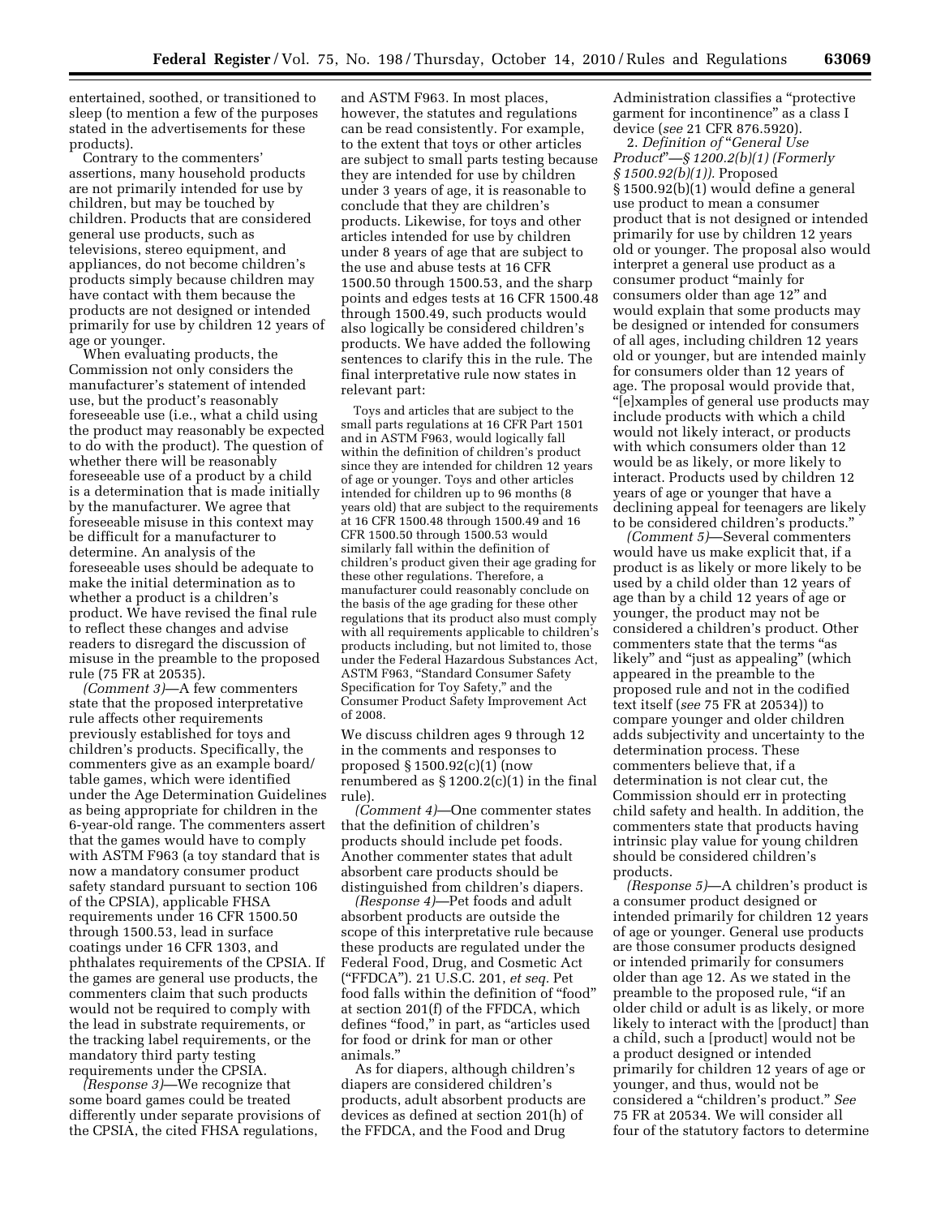entertained, soothed, or transitioned to sleep (to mention a few of the purposes stated in the advertisements for these products).

Contrary to the commenters' assertions, many household products are not primarily intended for use by children, but may be touched by children. Products that are considered general use products, such as televisions, stereo equipment, and appliances, do not become children's products simply because children may have contact with them because the products are not designed or intended primarily for use by children 12 years of age or younger.

When evaluating products, the Commission not only considers the manufacturer's statement of intended use, but the product's reasonably foreseeable use (i.e., what a child using the product may reasonably be expected to do with the product). The question of whether there will be reasonably foreseeable use of a product by a child is a determination that is made initially by the manufacturer. We agree that foreseeable misuse in this context may be difficult for a manufacturer to determine. An analysis of the foreseeable uses should be adequate to make the initial determination as to whether a product is a children's product. We have revised the final rule to reflect these changes and advise readers to disregard the discussion of misuse in the preamble to the proposed rule (75 FR at 20535).

*(Comment 3)*—A few commenters state that the proposed interpretative rule affects other requirements previously established for toys and children's products. Specifically, the commenters give as an example board/table games, which were identified under the Age Determination Guidelines as being appropriate for children in the 6-year-old range. The commenters assert that the games would have to comply with ASTM F963 (a toy standard that is now a mandatory consumer product safety standard pursuant to section 106 of the CPSIA), applicable FHSA requirements under 16 CFR 1500.50 through 1500.53, lead in surface coatings under 16 CFR 1303, and phthalates requirements of the CPSIA. If the games are general use products, the commenters claim that such products would not be required to comply with the lead in substrate requirements, or the tracking label requirements, or the mandatory third party testing requirements under the CPSIA.

*(Response 3)*—We recognize that some board games could be treated differently under separate provisions of the CPSIA, the cited FHSA regulations, and ASTM F963. In most places, however, the statutes and regulations can be read consistently. For example, to the extent that toys or other articles are subject to small parts testing because they are intended for use by children under 3 years of age, it is reasonable to conclude that they are children's products. Likewise, for toys and other articles intended for use by children under 8 years of age that are subject to the use and abuse tests at 16 CFR 1500.50 through 1500.53, and the sharp points and edges tests at 16 CFR 1500.48 through 1500.49, such products would also logically be considered children's products. We have added the following sentences to clarify this in the rule. The final interpretative rule now states in relevant part:

> Toys and articles that are subject to the small parts regulations at 16 CFR Part 1501 and in ASTM F963, would logically fall within the definition of children's product since they are intended for children 12 years of age or younger. Toys and other articles intended for children up to 96 months (8 years old) that are subject to the requirements at 16 CFR 1500.48 through 1500.49 and 16 CFR 1500.50 through 1500.53 would similarly fall within the definition of children's product given their age grading for these other regulations. Therefore, a manufacturer could reasonably conclude on the basis of the age grading for these other regulations that its product also must comply with all requirements applicable to children's products including, but not limited to, those under the Federal Hazardous Substances Act, ASTM F963, "Standard Consumer Safety Specification for Toy Safety," and the Consumer Product Safety Improvement Act of 2008.

We discuss children ages 9 through 12 in the comments and responses to proposed § 1500.92(c)(1) (now renumbered as § 1200.2(c)(1) in the final rule).

*(Comment 4)*—One commenter states that the definition of children's products should include pet foods. Another commenter states that adult absorbent care products should be distinguished from children's diapers.

*(Response 4)*—Pet foods and adult absorbent products are outside the scope of this interpretative rule because these products are regulated under the Federal Food, Drug, and Cosmetic Act ("FFDCA"). 21 U.S.C. 201, *et seq.* Pet food falls within the definition of "food" at section 201(f) of the FFDCA, which defines "food," in part, as "articles used for food or drink for man or other animals."

As for diapers, although children's diapers are considered children's products, adult absorbent products are devices as defined at section 201(h) of the FFDCA, and the Food and Drug Administration classifies a "protective garment for incontinence" as a class I device (*see* 21 CFR 876.5920).

2. *Definition of "General Use Product"—§ 1200.2(b)(1) (Formerly § 1500.92(b)(1)).* Proposed § 1500.92(b)(1) would define a general use product to mean a consumer product that is not designed or intended primarily for use by children 12 years old or younger. The proposal also would interpret a general use product as a consumer product "mainly for consumers older than age 12" and would explain that some products may be designed or intended for consumers of all ages, including children 12 years old or younger, but are intended mainly for consumers older than 12 years of age. The proposal would provide that, "[e]xamples of general use products may include products with which a child would not likely interact, or products with which consumers older than 12 would be as likely, or more likely to interact. Products used by children 12 years of age or younger that have a declining appeal for teenagers are likely to be considered children's products."

*(Comment 5)*—Several commenters would have us make explicit that, if a product is as likely or more likely to be used by a child older than 12 years of age than by a child 12 years of age or younger, the product may not be considered a children's product. Other commenters state that the terms "as likely" and "just as appealing" (which appeared in the preamble to the proposed rule and not in the codified text itself (*see* 75 FR at 20534)) to compare younger and older children adds subjectivity and uncertainty to the determination process. These commenters believe that, if a determination is not clear cut, the Commission should err in protecting child safety and health. In addition, the commenters state that products having intrinsic play value for young children should be considered children's products.

*(Response 5)*—A children's product is a consumer product designed or intended primarily for children 12 years of age or younger. General use products are those consumer products designed or intended primarily for consumers older than age 12. As we stated in the preamble to the proposed rule, "if an older child or adult is as likely, or more likely to interact with the [product] than a child, such a [product] would not be a product designed or intended primarily for children 12 years of age or younger, and thus, would not be considered a "children's product." *See* 75 FR at 20534. We will consider all four of the statutory factors to determine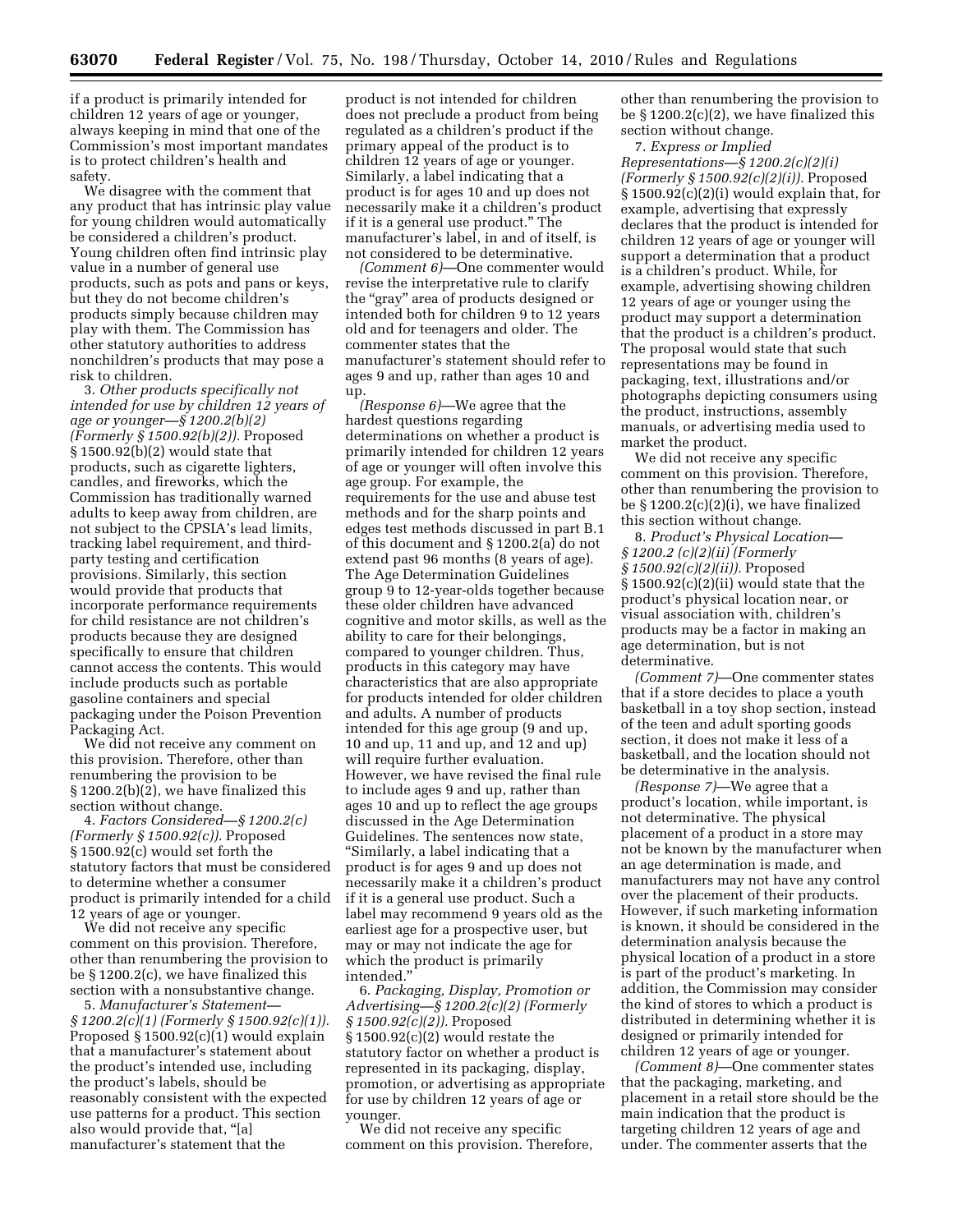if a product is primarily intended for children 12 years of age or younger, always keeping in mind that one of the Commission's most important mandates is to protect children's health and safety.

We disagree with the comment that any product that has intrinsic play value for young children would automatically be considered a children's product. Young children often find intrinsic play value in a number of general use products, such as pots and pans or keys, but they do not become children's products simply because children may play with them. The Commission has other statutory authorities to address nonchildren's products that may pose a risk to children.

3. *Other products specifically not intended for use by children 12 years of age or younger—§ 1200.2(b)(2) (Formerly § 1500.92(b)(2)).* Proposed § 1500.92(b)(2) would state that products, such as cigarette lighters, candles, and fireworks, which the Commission has traditionally warned adults to keep away from children, are not subject to the CPSIA's lead limits, tracking label requirement, and third-party testing and certification provisions. Similarly, this section would provide that products that incorporate performance requirements for child resistance are not children's products because they are designed specifically to ensure that children cannot access the contents. This would include products such as portable gasoline containers and special packaging under the Poison Prevention Packaging Act.

We did not receive any comment on this provision. Therefore, other than renumbering the provision to be § 1200.2(b)(2), we have finalized this section without change.

4. *Factors Considered—§ 1200.2(c) (Formerly § 1500.92(c)).* Proposed § 1500.92(c) would set forth the statutory factors that must be considered to determine whether a consumer product is primarily intended for a child 12 years of age or younger.

We did not receive any specific comment on this provision. Therefore, other than renumbering the provision to be § 1200.2(c), we have finalized this section with a nonsubstantive change.

5. *Manufacturer's Statement—§ 1200.2(c)(1) (Formerly § 1500.92(c)(1)).* Proposed § 1500.92(c)(1) would explain that a manufacturer's statement about the product's intended use, including the product's labels, should be reasonably consistent with the expected use patterns for a product. This section also would provide that, "[a] manufacturer's statement that the product is not intended for children does not preclude a product from being regulated as a children's product if the primary appeal of the product is to children 12 years of age or younger. Similarly, a label indicating that a product is for ages 10 and up does not necessarily make it a children's product if it is a general use product." The manufacturer's label, in and of itself, is not considered to be determinative.

*(Comment 6)*—One commenter would revise the interpretative rule to clarify the "gray" area of products designed or intended both for children 9 to 12 years old and for teenagers and older. The commenter states that the manufacturer's statement should refer to ages 9 and up, rather than ages 10 and up.

*(Response 6)*—We agree that the hardest questions regarding determinations on whether a product is primarily intended for children 12 years of age or younger will often involve this age group. For example, the requirements for the use and abuse test methods and for the sharp points and edges test methods discussed in part B.1 of this document and § 1200.2(a) do not extend past 96 months (8 years of age). The Age Determination Guidelines group 9 to 12-year-olds together because these older children have advanced cognitive and motor skills, as well as the ability to care for their belongings, compared to younger children. Thus, products in this category may have characteristics that are also appropriate for products intended for older children and adults. A number of products intended for this age group (9 and up, 10 and up, 11 and up, and 12 and up) will require further evaluation. However, we have revised the final rule to include ages 9 and up, rather than ages 10 and up to reflect the age groups discussed in the Age Determination Guidelines. The sentences now state, "Similarly, a label indicating that a product is for ages 9 and up does not necessarily make it a children's product if it is a general use product. Such a label may recommend 9 years old as the earliest age for a prospective user, but may or may not indicate the age for which the product is primarily intended."

6. *Packaging, Display, Promotion or Advertising—§ 1200.2(c)(2) (Formerly § 1500.92(c)(2)).* Proposed § 1500.92(c)(2) would restate the statutory factor on whether a product is represented in its packaging, display, promotion, or advertising as appropriate for use by children 12 years of age or younger.

We did not receive any specific comment on this provision. Therefore, other than renumbering the provision to be § 1200.2(c)(2), we have finalized this section without change.

7. *Express or Implied Representations—§ 1200.2(c)(2)(i) (Formerly § 1500.92(c)(2)(i)).* Proposed § 1500.92(c)(2)(i) would explain that, for example, advertising that expressly declares that the product is intended for children 12 years of age or younger will support a determination that a product is a children's product. While, for example, advertising showing children 12 years of age or younger using the product may support a determination that the product is a children's product. The proposal would state that such representations may be found in packaging, text, illustrations and/or photographs depicting consumers using the product, instructions, assembly manuals, or advertising media used to market the product.

We did not receive any specific comment on this provision. Therefore, other than renumbering the provision to be § 1200.2(c)(2)(i), we have finalized this section without change.

8. *Product's Physical Location—§ 1200.2 (c)(2)(ii) (Formerly § 1500.92(c)(2)(ii)).* Proposed § 1500.92(c)(2)(ii) would state that the product's physical location near, or visual association with, children's products may be a factor in making an age determination, but is not determinative.

*(Comment 7)*—One commenter states that if a store decides to place a youth basketball in a toy shop section, instead of the teen and adult sporting goods section, it does not make it less of a basketball, and the location should not be determinative in the analysis.

*(Response 7)*—We agree that a product's location, while important, is not determinative. The physical placement of a product in a store may not be known by the manufacturer when an age determination is made, and manufacturers may not have any control over the placement of their products. However, if such marketing information is known, it should be considered in the determination analysis because the physical location of a product in a store is part of the product's marketing. In addition, the Commission may consider the kind of stores to which a product is distributed in determining whether it is designed or primarily intended for children 12 years of age or younger.

*(Comment 8)*—One commenter states that the packaging, marketing, and placement in a retail store should be the main indication that the product is targeting children 12 years of age and under. The commenter asserts that the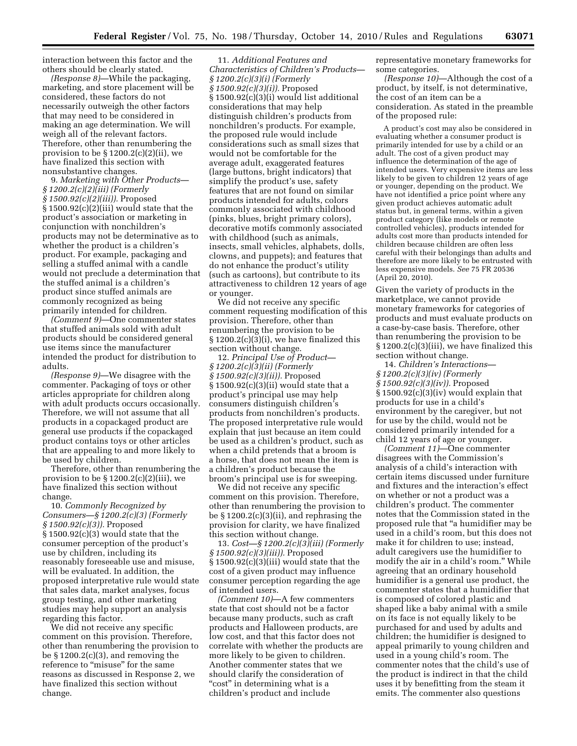interaction between this factor and the others should be clearly stated.

*(Response 8)*—While the packaging, marketing, and store placement will be considered, these factors do not necessarily outweigh the other factors that may need to be considered in making an age determination. We will weigh all of the relevant factors. Therefore, other than renumbering the provision to be § 1200.2(c)(2)(ii), we have finalized this section with nonsubstantive changes.

9. *Marketing with Other Products—§ 1200.2(c)(2)(iii) (Formerly § 1500.92(c)(2)(iii)).* Proposed § 1500.92(c)(2)(iii) would state that the product's association or marketing in conjunction with nonchildren's products may not be determinative as to whether the product is a children's product. For example, packaging and selling a stuffed animal with a candle would not preclude a determination that the stuffed animal is a children's product since stuffed animals are commonly recognized as being primarily intended for children.

*(Comment 9)*—One commenter states that stuffed animals sold with adult products should be considered general use items since the manufacturer intended the product for distribution to adults.

*(Response 9)*—We disagree with the commenter. Packaging of toys or other articles appropriate for children along with adult products occurs occasionally. Therefore, we will not assume that all products in a copackaged product are general use products if the copackaged product contains toys or other articles that are appealing to and more likely to be used by children.

Therefore, other than renumbering the provision to be § 1200.2(c)(2)(iii), we have finalized this section without change.

10. *Commonly Recognized by Consumers—§ 1200.2(c)(3) (Formerly § 1500.92(c)(3)).* Proposed § 1500.92(c)(3) would state that the consumer perception of the product's use by children, including its reasonably foreseeable use and misuse, will be evaluated. In addition, the proposed interpretative rule would state that sales data, market analyses, focus group testing, and other marketing studies may help support an analysis regarding this factor.

We did not receive any specific comment on this provision. Therefore, other than renumbering the provision to be § 1200.2(c)(3), and removing the reference to "misuse" for the same reasons as discussed in Response 2, we have finalized this section without change.

11. *Additional Features and Characteristics of Children's Products—§ 1200.2(c)(3)(i) (Formerly § 1500.92(c)(3)(i)).* Proposed § 1500.92(c)(3)(i) would list additional considerations that may help distinguish children's products from nonchildren's products. For example, the proposed rule would include considerations such as small sizes that would not be comfortable for the average adult, exaggerated features (large buttons, bright indicators) that simplify the product's use, safety features that are not found on similar products intended for adults, colors commonly associated with childhood (pinks, blues, bright primary colors), decorative motifs commonly associated with childhood (such as animals, insects, small vehicles, alphabets, dolls, clowns, and puppets); and features that do not enhance the product's utility (such as cartoons), but contribute to its attractiveness to children 12 years of age or younger.

We did not receive any specific comment requesting modification of this provision. Therefore, other than renumbering the provision to be § 1200.2(c)(3)(i), we have finalized this section without change.

12. *Principal Use of Product—§ 1200.2(c)(3)(ii) (Formerly § 1500.92(c)(3)(ii)).* Proposed § 1500.92(c)(3)(ii) would state that a product's principal use may help consumers distinguish children's products from nonchildren's products. The proposed interpretative rule would explain that just because an item could be used as a children's product, such as when a child pretends that a broom is a horse, that does not mean the item is a children's product because the broom's principal use is for sweeping.

We did not receive any specific comment on this provision. Therefore, other than renumbering the provision to be § 1200.2(c)(3)(ii), and rephrasing the provision for clarity, we have finalized this section without change.

13. *Cost—§ 1200.2(c)(3)(iii) (Formerly § 1500.92(c)(3)(iii)).* Proposed § 1500.92(c)(3)(iii) would state that the cost of a given product may influence consumer perception regarding the age of intended users.

*(Comment 10)*—A few commenters state that cost should not be a factor because many products, such as craft products and Halloween products, are low cost, and that this factor does not correlate with whether the products are more likely to be given to children. Another commenter states that we should clarify the consideration of "cost" in determining what is a children's product and include representative monetary frameworks for some categories.

*(Response 10)*—Although the cost of a product, by itself, is not determinative, the cost of an item can be a consideration. As stated in the preamble of the proposed rule:

> A product's cost may also be considered in evaluating whether a consumer product is primarily intended for use by a child or an adult. The cost of a given product may influence the determination of the age of intended users. Very expensive items are less likely to be given to children 12 years of age or younger, depending on the product. We have not identified a price point where any given product achieves automatic adult status but, in general terms, within a given product category (like models or remote controlled vehicles), products intended for adults cost more than products intended for children because children are often less careful with their belongings than adults and therefore are more likely to be entrusted with less expensive models. *See* 75 FR 20536 (April 20, 2010).

Given the variety of products in the marketplace, we cannot provide monetary frameworks for categories of products and must evaluate products on a case-by-case basis. Therefore, other than renumbering the provision to be § 1200.2(c)(3)(iii), we have finalized this section without change.

14. *Children's Interactions—§ 1200.2(c)(3)(iv) (Formerly § 1500.92(c)(3)(iv)).* Proposed § 1500.92(c)(3)(iv) would explain that products for use in a child's environment by the caregiver, but not for use by the child, would not be considered primarily intended for a child 12 years of age or younger.

*(Comment 11)*—One commenter disagrees with the Commission's analysis of a child's interaction with certain items discussed under furniture and fixtures and the interaction's effect on whether or not a product was a children's product. The commenter notes that the Commission stated in the proposed rule that "a humidifier may be used in a child's room, but this does not make it for children to use; instead, adult caregivers use the humidifier to modify the air in a child's room." While agreeing that an ordinary household humidifier is a general use product, the commenter states that a humidifier that is composed of colored plastic and shaped like a baby animal with a smile on its face is not equally likely to be purchased for and used by adults and children; the humidifier is designed to appeal primarily to young children and used in a young child's room. The commenter notes that the child's use of the product is indirect in that the child uses it by benefitting from the steam it emits. The commenter also questions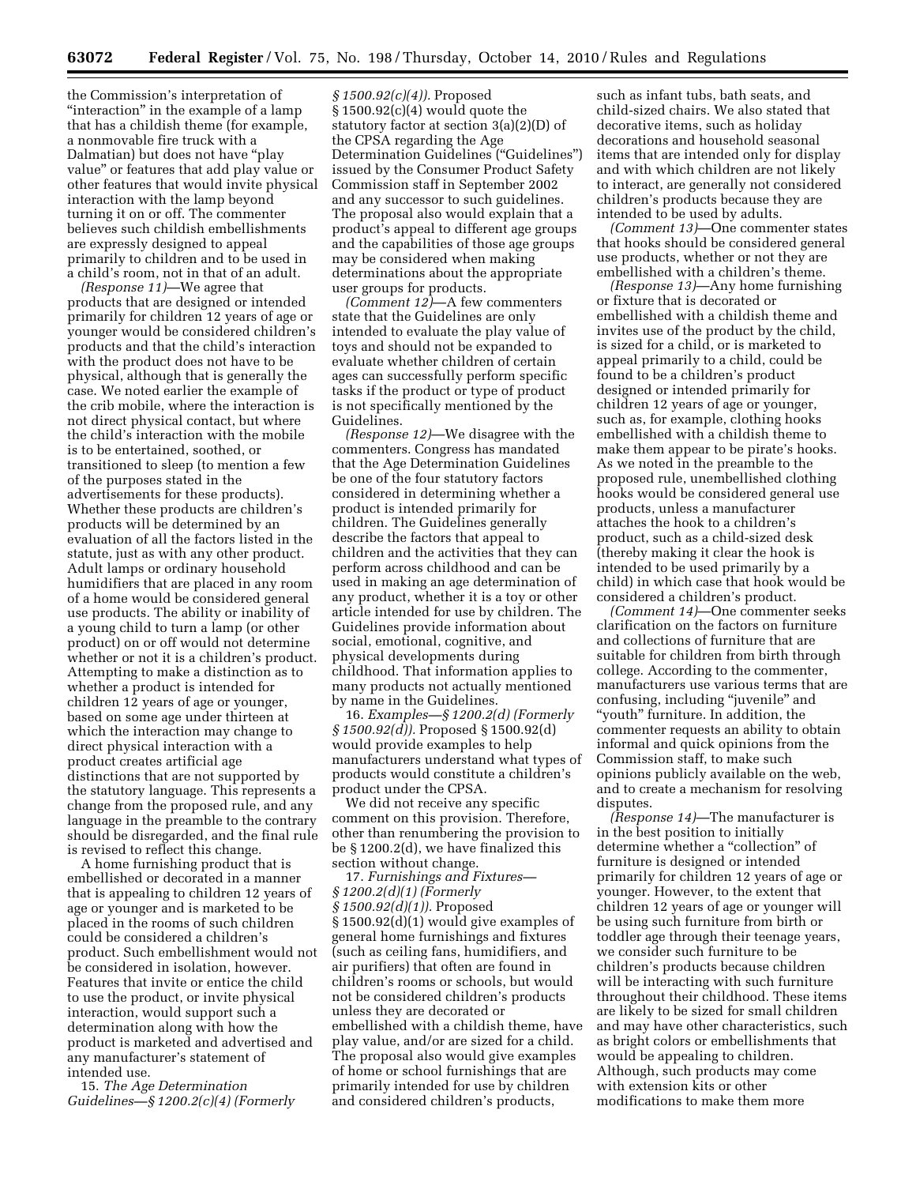the Commission's interpretation of "interaction" in the example of a lamp that has a childish theme (for example, a nonmovable fire truck with a Dalmatian) but does not have "play value" or features that add play value or other features that would invite physical interaction with the lamp beyond turning it on or off. The commenter believes such childish embellishments are expressly designed to appeal primarily to children and to be used in a child's room, not in that of an adult.

*(Response 11)*—We agree that products that are designed or intended primarily for children 12 years of age or younger would be considered children's products and that the child's interaction with the product does not have to be physical, although that is generally the case. We noted earlier the example of the crib mobile, where the interaction is not direct physical contact, but where the child's interaction with the mobile is to be entertained, soothed, or transitioned to sleep (to mention a few of the purposes stated in the advertisements for these products). Whether these products are children's products will be determined by an evaluation of all the factors listed in the statute, just as with any other product. Adult lamps or ordinary household humidifiers that are placed in any room of a home would be considered general use products. The ability or inability of a young child to turn a lamp (or other product) on or off would not determine whether or not it is a children's product. Attempting to make a distinction as to whether a product is intended for children 12 years of age or younger, based on some age under thirteen at which the interaction may change to direct physical interaction with a product creates artificial age distinctions that are not supported by the statutory language. This represents a change from the proposed rule, and any language in the preamble to the contrary should be disregarded, and the final rule is revised to reflect this change.

A home furnishing product that is embellished or decorated in a manner that is appealing to children 12 years of age or younger and is marketed to be placed in the rooms of such children could be considered a children's product. Such embellishment would not be considered in isolation, however. Features that invite or entice the child to use the product, or invite physical interaction, would support such a determination along with how the product is marketed and advertised and any manufacturer's statement of intended use.

15. *The Age Determination Guidelines—§ 1200.2(c)(4) (Formerly § 1500.92(c)(4)).* Proposed § 1500.92(c)(4) would quote the statutory factor at section 3(a)(2)(D) of the CPSA regarding the Age Determination Guidelines ("Guidelines") issued by the Consumer Product Safety Commission staff in September 2002 and any successor to such guidelines. The proposal also would explain that a product's appeal to different age groups and the capabilities of those age groups may be considered when making determinations about the appropriate user groups for products.

*(Comment 12)*—A few commenters state that the Guidelines are only intended to evaluate the play value of toys and should not be expanded to evaluate whether children of certain ages can successfully perform specific tasks if the product or type of product is not specifically mentioned by the Guidelines.

*(Response 12)*—We disagree with the commenters. Congress has mandated that the Age Determination Guidelines be one of the four statutory factors considered in determining whether a product is intended primarily for children. The Guidelines generally describe the factors that appeal to children and the activities that they can perform across childhood and can be used in making an age determination of any product, whether it is a toy or other article intended for use by children. The Guidelines provide information about social, emotional, cognitive, and physical developments during childhood. That information applies to many products not actually mentioned by name in the Guidelines.

16. *Examples—§ 1200.2(d) (Formerly § 1500.92(d)).* Proposed § 1500.92(d) would provide examples to help manufacturers understand what types of products would constitute a children's product under the CPSA.

We did not receive any specific comment on this provision. Therefore, other than renumbering the provision to be § 1200.2(d), we have finalized this section without change.

17. *Furnishings and Fixtures—§ 1200.2(d)(1) (Formerly § 1500.92(d)(1)).* Proposed § 1500.92(d)(1) would give examples of general home furnishings and fixtures (such as ceiling fans, humidifiers, and air purifiers) that often are found in children's rooms or schools, but would not be considered children's products unless they are decorated or embellished with a childish theme, have play value, and/or are sized for a child. The proposal also would give examples of home or school furnishings that are primarily intended for use by children and considered children's products, such as infant tubs, bath seats, and child-sized chairs. We also stated that decorative items, such as holiday decorations and household seasonal items that are intended only for display and with which children are not likely to interact, are generally not considered children's products because they are intended to be used by adults.

*(Comment 13)*—One commenter states that hooks should be considered general use products, whether or not they are embellished with a children's theme.

*(Response 13)*—Any home furnishing or fixture that is decorated or embellished with a childish theme and invites use of the product by the child, is sized for a child, or is marketed to appeal primarily to a child, could be found to be a children's product designed or intended primarily for children 12 years of age or younger, such as, for example, clothing hooks embellished with a childish theme to make them appear to be pirate's hooks. As we noted in the preamble to the proposed rule, unembellished clothing hooks would be considered general use products, unless a manufacturer attaches the hook to a children's product, such as a child-sized desk (thereby making it clear the hook is intended to be used primarily by a child) in which case that hook would be considered a children's product.

*(Comment 14)*—One commenter seeks clarification on the factors on furniture and collections of furniture that are suitable for children from birth through college. According to the commenter, manufacturers use various terms that are confusing, including "juvenile" and "youth" furniture. In addition, the commenter requests an ability to obtain informal and quick opinions from the Commission staff, to make such opinions publicly available on the web, and to create a mechanism for resolving disputes.

*(Response 14)*—The manufacturer is in the best position to initially determine whether a "collection" of furniture is designed or intended primarily for children 12 years of age or younger. However, to the extent that children 12 years of age or younger will be using such furniture from birth or toddler age through their teenage years, we consider such furniture to be children's products because children will be interacting with such furniture throughout their childhood. These items are likely to be sized for small children and may have other characteristics, such as bright colors or embellishments that would be appealing to children. Although, such products may come with extension kits or other modifications to make them more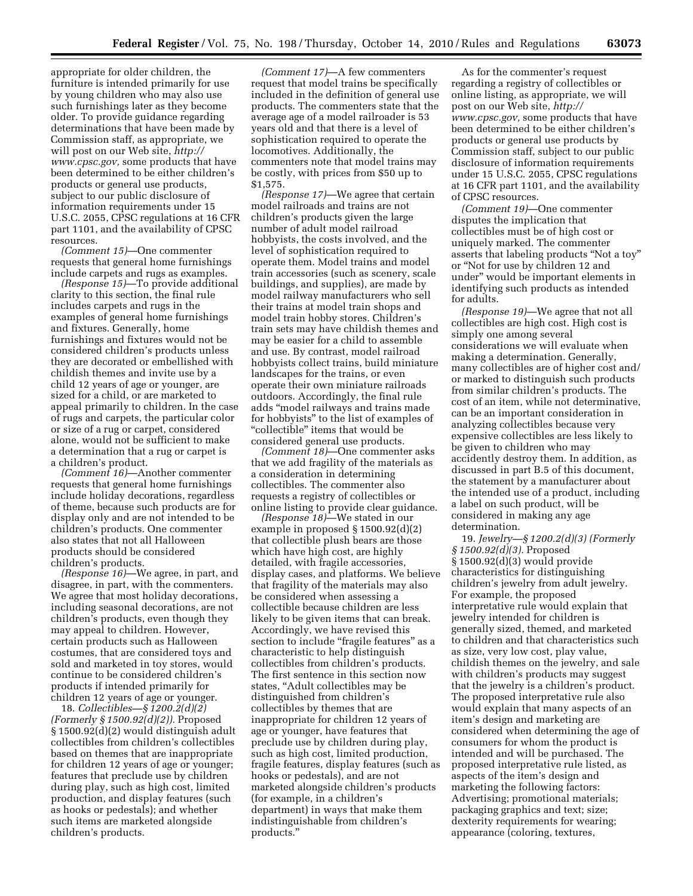appropriate for older children, the furniture is intended primarily for use by young children who may also use such furnishings later as they become older. To provide guidance regarding determinations that have been made by Commission staff, as appropriate, we will post on our Web site, *http://www.cpsc.gov,* some products that have been determined to be either children's products or general use products, subject to our public disclosure of information requirements under 15 U.S.C. 2055, CPSC regulations at 16 CFR part 1101, and the availability of CPSC resources.

*(Comment 15)*—One commenter requests that general home furnishings include carpets and rugs as examples.

*(Response 15)*—To provide additional clarity to this section, the final rule includes carpets and rugs in the examples of general home furnishings and fixtures. Generally, home furnishings and fixtures would not be considered children's products unless they are decorated or embellished with childish themes and invite use by a child 12 years of age or younger, are sized for a child, or are marketed to appeal primarily to children. In the case of rugs and carpets, the particular color or size of a rug or carpet, considered alone, would not be sufficient to make a determination that a rug or carpet is a children's product.

*(Comment 16)*—Another commenter requests that general home furnishings include holiday decorations, regardless of theme, because such products are for display only and are not intended to be children's products. One commenter also states that not all Halloween products should be considered children's products.

*(Response 16)*—We agree, in part, and disagree, in part, with the commenters. We agree that most holiday decorations, including seasonal decorations, are not children's products, even though they may appeal to children. However, certain products such as Halloween costumes, that are considered toys and sold and marketed in toy stores, would continue to be considered children's products if intended primarily for children 12 years of age or younger.

18. *Collectibles—§ 1200.2(d)(2) (Formerly § 1500.92(d)(2)).* Proposed § 1500.92(d)(2) would distinguish adult collectibles from children's collectibles based on themes that are inappropriate for children 12 years of age or younger; features that preclude use by children during play, such as high cost, limited production, and display features (such as hooks or pedestals); and whether such items are marketed alongside children's products.

*(Comment 17)*—A few commenters request that model trains be specifically included in the definition of general use products. The commenters state that the average age of a model railroader is 53 years old and that there is a level of sophistication required to operate the locomotives. Additionally, the commenters note that model trains may be costly, with prices from $50 up to $1,575.

*(Response 17)*—We agree that certain model railroads and trains are not children's products given the large number of adult model railroad hobbyists, the costs involved, and the level of sophistication required to operate them. Model trains and model train accessories (such as scenery, scale buildings, and supplies), are made by model railway manufacturers who sell their trains at model train shops and model train hobby stores. Children's train sets may have childish themes and may be easier for a child to assemble and use. By contrast, model railroad hobbyists collect trains, build miniature landscapes for the trains, or even operate their own miniature railroads outdoors. Accordingly, the final rule adds "model railways and trains made for hobbyists" to the list of examples of "collectible" items that would be considered general use products.

*(Comment 18)*—One commenter asks that we add fragility of the materials as a consideration in determining collectibles. The commenter also requests a registry of collectibles or online listing to provide clear guidance.

*(Response 18)*—We stated in our example in proposed § 1500.92(d)(2) that collectible plush bears are those which have high cost, are highly detailed, with fragile accessories, display cases, and platforms. We believe that fragility of the materials may also be considered when assessing a collectible because children are less likely to be given items that can break. Accordingly, we have revised this section to include "fragile features" as a characteristic to help distinguish collectibles from children's products. The first sentence in this section now states, "Adult collectibles may be distinguished from children's collectibles by themes that are inappropriate for children 12 years of age or younger, have features that preclude use by children during play, such as high cost, limited production, fragile features, display features (such as hooks or pedestals), and are not marketed alongside children's products (for example, in a children's department) in ways that make them indistinguishable from children's products."

As for the commenter's request regarding a registry of collectibles or online listing, as appropriate, we will post on our Web site, *http://www.cpsc.gov,* some products that have been determined to be either children's products or general use products by Commission staff, subject to our public disclosure of information requirements under 15 U.S.C. 2055, CPSC regulations at 16 CFR part 1101, and the availability of CPSC resources.

*(Comment 19)*—One commenter disputes the implication that collectibles must be of high cost or uniquely marked. The commenter asserts that labeling products "Not a toy" or "Not for use by children 12 and under" would be important elements in identifying such products as intended for adults.

*(Response 19)*—We agree that not all collectibles are high cost. High cost is simply one among several considerations we will evaluate when making a determination. Generally, many collectibles are of higher cost and/or marked to distinguish such products from similar children's products. The cost of an item, while not determinative, can be an important consideration in analyzing collectibles because very expensive collectibles are less likely to be given to children who may accidently destroy them. In addition, as discussed in part B.5 of this document, the statement by a manufacturer about the intended use of a product, including a label on such product, will be considered in making any age determination.

19. *Jewelry—§ 1200.2(d)(3) (Formerly § 1500.92(d)(3).* Proposed § 1500.92(d)(3) would provide characteristics for distinguishing children's jewelry from adult jewelry. For example, the proposed interpretative rule would explain that jewelry intended for children is generally sized, themed, and marketed to children and that characteristics such as size, very low cost, play value, childish themes on the jewelry, and sale with children's products may suggest that the jewelry is a children's product. The proposed interpretative rule also would explain that many aspects of an item's design and marketing are considered when determining the age of consumers for whom the product is intended and will be purchased. The proposed interpretative rule listed, as aspects of the item's design and marketing the following factors: Advertising; promotional materials; packaging graphics and text; size; dexterity requirements for wearing; appearance (coloring, textures,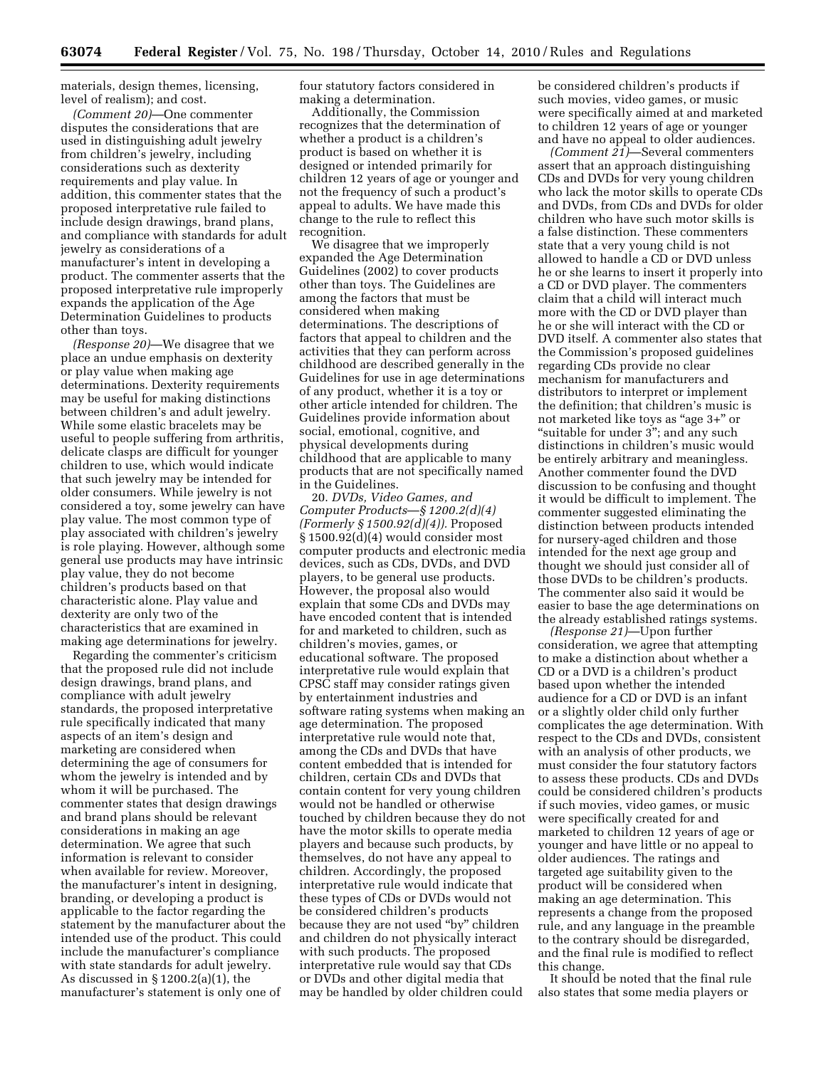materials, design themes, licensing, level of realism); and cost.

*(Comment 20)*—One commenter disputes the considerations that are used in distinguishing adult jewelry from children's jewelry, including considerations such as dexterity requirements and play value. In addition, this commenter states that the proposed interpretative rule failed to include design drawings, brand plans, and compliance with standards for adult jewelry as considerations of a manufacturer's intent in developing a product. The commenter asserts that the proposed interpretative rule improperly expands the application of the Age Determination Guidelines to products other than toys.

*(Response 20)*—We disagree that we place an undue emphasis on dexterity or play value when making age determinations. Dexterity requirements may be useful for making distinctions between children's and adult jewelry. While some elastic bracelets may be useful to people suffering from arthritis, delicate clasps are difficult for younger children to use, which would indicate that such jewelry may be intended for older consumers. While jewelry is not considered a toy, some jewelry can have play value. The most common type of play associated with children's jewelry is role playing. However, although some general use products may have intrinsic play value, they do not become children's products based on that characteristic alone. Play value and dexterity are only two of the characteristics that are examined in making age determinations for jewelry.

Regarding the commenter's criticism that the proposed rule did not include design drawings, brand plans, and compliance with adult jewelry standards, the proposed interpretative rule specifically indicated that many aspects of an item's design and marketing are considered when determining the age of consumers for whom the jewelry is intended and by whom it will be purchased. The commenter states that design drawings and brand plans should be relevant considerations in making an age determination. We agree that such information is relevant to consider when available for review. Moreover, the manufacturer's intent in designing, branding, or developing a product is applicable to the factor regarding the statement by the manufacturer about the intended use of the product. This could include the manufacturer's compliance with state standards for adult jewelry. As discussed in § 1200.2(a)(1), the manufacturer's statement is only one of four statutory factors considered in making a determination.

Additionally, the Commission recognizes that the determination of whether a product is a children's product is based on whether it is designed or intended primarily for children 12 years of age or younger and not the frequency of such a product's appeal to adults. We have made this change to the rule to reflect this recognition.

We disagree that we improperly expanded the Age Determination Guidelines (2002) to cover products other than toys. The Guidelines are among the factors that must be considered when making determinations. The descriptions of factors that appeal to children and the activities that they can perform across childhood are described generally in the Guidelines for use in age determinations of any product, whether it is a toy or other article intended for children. The Guidelines provide information about social, emotional, cognitive, and physical developments during childhood that are applicable to many products that are not specifically named in the Guidelines.

20. *DVDs, Video Games, and Computer Products—§ 1200.2(d)(4) (Formerly § 1500.92(d)(4)).* Proposed § 1500.92(d)(4) would consider most computer products and electronic media devices, such as CDs, DVDs, and DVD players, to be general use products. However, the proposal also would explain that some CDs and DVDs may have encoded content that is intended for and marketed to children, such as children's movies, games, or educational software. The proposed interpretative rule would explain that CPSC staff may consider ratings given by entertainment industries and software rating systems when making an age determination. The proposed interpretative rule would note that, among the CDs and DVDs that have content embedded that is intended for children, certain CDs and DVDs that contain content for very young children would not be handled or otherwise touched by children because they do not have the motor skills to operate media players and because such products, by themselves, do not have any appeal to children. Accordingly, the proposed interpretative rule would indicate that these types of CDs or DVDs would not be considered children's products because they are not used "by" children and children do not physically interact with such products. The proposed interpretative rule would say that CDs or DVDs and other digital media that may be handled by older children could be considered children's products if such movies, video games, or music were specifically aimed at and marketed to children 12 years of age or younger and have no appeal to older audiences.

*(Comment 21)*—Several commenters assert that an approach distinguishing CDs and DVDs for very young children who lack the motor skills to operate CDs and DVDs, from CDs and DVDs for older children who have such motor skills is a false distinction. These commenters state that a very young child is not allowed to handle a CD or DVD unless he or she learns to insert it properly into a CD or DVD player. The commenters claim that a child will interact much more with the CD or DVD player than he or she will interact with the CD or DVD itself. A commenter also states that the Commission's proposed guidelines regarding CDs provide no clear mechanism for manufacturers and distributors to interpret or implement the definition; that children's music is not marketed like toys as "age 3+" or "suitable for under 3"; and any such distinctions in children's music would be entirely arbitrary and meaningless. Another commenter found the DVD discussion to be confusing and thought it would be difficult to implement. The commenter suggested eliminating the distinction between products intended for nursery-aged children and those intended for the next age group and thought we should just consider all of those DVDs to be children's products. The commenter also said it would be easier to base the age determinations on the already established ratings systems.

*(Response 21)*—Upon further consideration, we agree that attempting to make a distinction about whether a CD or a DVD is a children's product based upon whether the intended audience for a CD or DVD is an infant or a slightly older child only further complicates the age determination. With respect to the CDs and DVDs, consistent with an analysis of other products, we must consider the four statutory factors to assess these products. CDs and DVDs could be considered children's products if such movies, video games, or music were specifically created for and marketed to children 12 years of age or younger and have little or no appeal to older audiences. The ratings and targeted age suitability given to the product will be considered when making an age determination. This represents a change from the proposed rule, and any language in the preamble to the contrary should be disregarded, and the final rule is modified to reflect this change.

It should be noted that the final rule also states that some media players or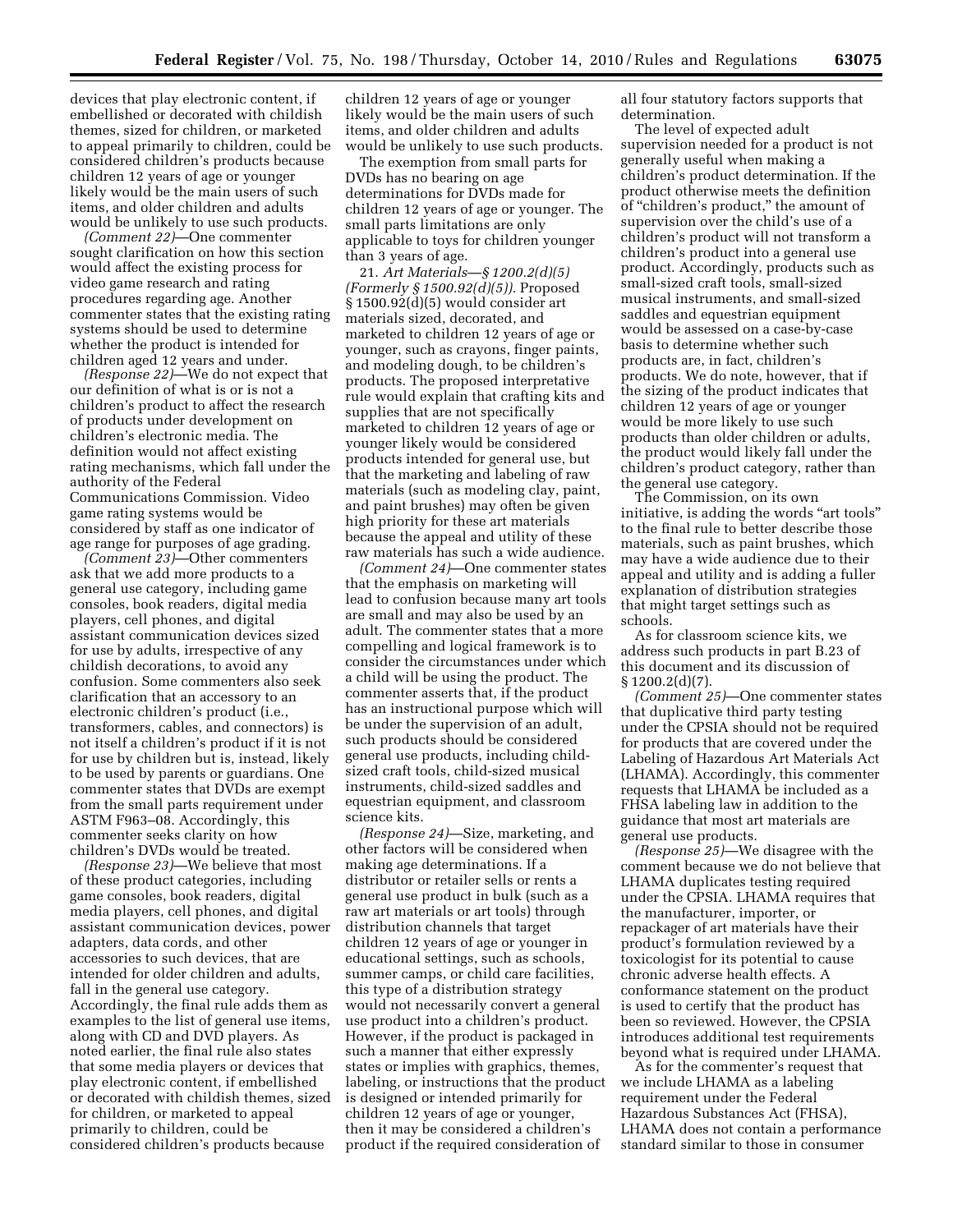devices that play electronic content, if embellished or decorated with childish themes, sized for children, or marketed to appeal primarily to children, could be considered children's products because children 12 years of age or younger likely would be the main users of such items, and older children and adults would be unlikely to use such products.

*(Comment 22)*—One commenter sought clarification on how this section would affect the existing process for video game research and rating procedures regarding age. Another commenter states that the existing rating systems should be used to determine whether the product is intended for children aged 12 years and under.

*(Response 22)*—We do not expect that our definition of what is or is not a children's product to affect the research of products under development on children's electronic media. The definition would not affect existing rating mechanisms, which fall under the authority of the Federal Communications Commission. Video game rating systems would be considered by staff as one indicator of age range for purposes of age grading.

*(Comment 23)*—Other commenters ask that we add more products to a general use category, including game consoles, book readers, digital media players, cell phones, and digital assistant communication devices sized for use by adults, irrespective of any childish decorations, to avoid any confusion. Some commenters also seek clarification that an accessory to an electronic children's product (i.e., transformers, cables, and connectors) is not itself a children's product if it is not for use by children but is, instead, likely to be used by parents or guardians. One commenter states that DVDs are exempt from the small parts requirement under ASTM F963–08. Accordingly, this commenter seeks clarity on how children's DVDs would be treated.

*(Response 23)*—We believe that most of these product categories, including game consoles, book readers, digital media players, cell phones, and digital assistant communication devices, power adapters, data cords, and other accessories to such devices, that are intended for older children and adults, fall in the general use category. Accordingly, the final rule adds them as examples to the list of general use items, along with CD and DVD players. As noted earlier, the final rule also states that some media players or devices that play electronic content, if embellished or decorated with childish themes, sized for children, or marketed to appeal primarily to children, could be considered children's products because children 12 years of age or younger likely would be the main users of such items, and older children and adults would be unlikely to use such products.

The exemption from small parts for DVDs has no bearing on age determinations for DVDs made for children 12 years of age or younger. The small parts limitations are only applicable to toys for children younger than 3 years of age.

21. *Art Materials—§ 1200.2(d)(5) (Formerly § 1500.92(d)(5)).* Proposed § 1500.92(d)(5) would consider art materials sized, decorated, and marketed to children 12 years of age or younger, such as crayons, finger paints, and modeling dough, to be children's products. The proposed interpretative rule would explain that crafting kits and supplies that are not specifically marketed to children 12 years of age or younger likely would be considered products intended for general use, but that the marketing and labeling of raw materials (such as modeling clay, paint, and paint brushes) may often be given high priority for these art materials because the appeal and utility of these raw materials has such a wide audience.

*(Comment 24)*—One commenter states that the emphasis on marketing will lead to confusion because many art tools are small and may also be used by an adult. The commenter states that a more compelling and logical framework is to consider the circumstances under which a child will be using the product. The commenter asserts that, if the product has an instructional purpose which will be under the supervision of an adult, such products should be considered general use products, including child-sized craft tools, child-sized musical instruments, child-sized saddles and equestrian equipment, and classroom science kits.

*(Response 24)*—Size, marketing, and other factors will be considered when making age determinations. If a distributor or retailer sells or rents a general use product in bulk (such as a raw art materials or art tools) through distribution channels that target children 12 years of age or younger in educational settings, such as schools, summer camps, or child care facilities, this type of a distribution strategy would not necessarily convert a general use product into a children's product. However, if the product is packaged in such a manner that either expressly states or implies with graphics, themes, labeling, or instructions that the product is designed or intended primarily for children 12 years of age or younger, then it may be considered a children's product if the required consideration of all four statutory factors supports that determination.

The level of expected adult supervision needed for a product is not generally useful when making a children's product determination. If the product otherwise meets the definition of "children's product," the amount of supervision over the child's use of a children's product will not transform a children's product into a general use product. Accordingly, products such as small-sized craft tools, small-sized musical instruments, and small-sized saddles and equestrian equipment would be assessed on a case-by-case basis to determine whether such products are, in fact, children's products. We do note, however, that if the sizing of the product indicates that children 12 years of age or younger would be more likely to use such products than older children or adults, the product would likely fall under the children's product category, rather than the general use category.

The Commission, on its own initiative, is adding the words "art tools" to the final rule to better describe those materials, such as paint brushes, which may have a wide audience due to their appeal and utility and is adding a fuller explanation of distribution strategies that might target settings such as schools.

As for classroom science kits, we address such products in part B.23 of this document and its discussion of § 1200.2(d)(7).

*(Comment 25)*—One commenter states that duplicative third party testing under the CPSIA should not be required for products that are covered under the Labeling of Hazardous Art Materials Act (LHAMA). Accordingly, this commenter requests that LHAMA be included as a FHSA labeling law in addition to the guidance that most art materials are general use products.

*(Response 25)*—We disagree with the comment because we do not believe that LHAMA duplicates testing required under the CPSIA. LHAMA requires that the manufacturer, importer, or repackager of art materials have their product's formulation reviewed by a toxicologist for its potential to cause chronic adverse health effects. A conformance statement on the product is used to certify that the product has been so reviewed. However, the CPSIA introduces additional test requirements beyond what is required under LHAMA.

As for the commenter's request that we include LHAMA as a labeling requirement under the Federal Hazardous Substances Act (FHSA), LHAMA does not contain a performance standard similar to those in consumer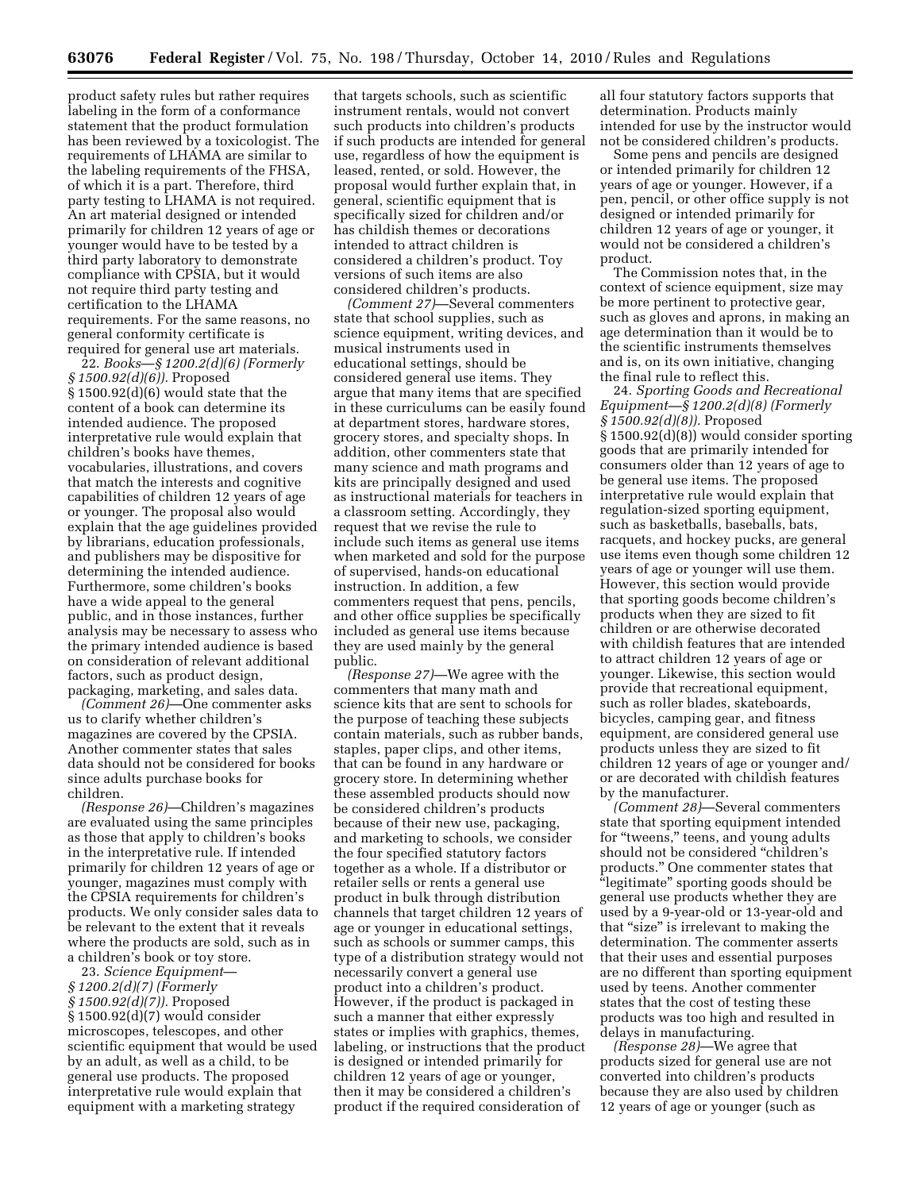product safety rules but rather requires labeling in the form of a conformance statement that the product formulation has been reviewed by a toxicologist. The requirements of LHAMA are similar to the labeling requirements of the FHSA, of which it is a part. Therefore, third party testing to LHAMA is not required. An art material designed or intended primarily for children 12 years of age or younger would have to be tested by a third party laboratory to demonstrate compliance with CPSIA, but it would not require third party testing and certification to the LHAMA requirements. For the same reasons, no general conformity certificate is required for general use art materials.

22. *Books—§ 1200.2(d)(6) (Formerly § 1500.92(d)(6)).* Proposed § 1500.92(d)(6) would state that the content of a book can determine its intended audience. The proposed interpretative rule would explain that children's books have themes, vocabularies, illustrations, and covers that match the interests and cognitive capabilities of children 12 years of age or younger. The proposal also would explain that the age guidelines provided by librarians, education professionals, and publishers may be dispositive for determining the intended audience. Furthermore, some children's books have a wide appeal to the general public, and in those instances, further analysis may be necessary to assess who the primary intended audience is based on consideration of relevant additional factors, such as product design, packaging, marketing, and sales data.

*(Comment 26)*—One commenter asks us to clarify whether children's magazines are covered by the CPSIA. Another commenter states that sales data should not be considered for books since adults purchase books for children.

*(Response 26)*—Children's magazines are evaluated using the same principles as those that apply to children's books in the interpretative rule. If intended primarily for children 12 years of age or younger, magazines must comply with the CPSIA requirements for children's products. We only consider sales data to be relevant to the extent that it reveals where the products are sold, such as in a children's book or toy store.

23. *Science Equipment—§ 1200.2(d)(7) (Formerly § 1500.92(d)(7)).* Proposed § 1500.92(d)(7) would consider microscopes, telescopes, and other scientific equipment that would be used by an adult, as well as a child, to be general use products. The proposed interpretative rule would explain that equipment with a marketing strategy that targets schools, such as scientific instrument rentals, would not convert such products into children's products if such products are intended for general use, regardless of how the equipment is leased, rented, or sold. However, the proposal would further explain that, in general, scientific equipment that is specifically sized for children and/or has childish themes or decorations intended to attract children is considered a children's product. Toy versions of such items are also considered children's products.

*(Comment 27)*—Several commenters state that school supplies, such as science equipment, writing devices, and musical instruments used in educational settings, should be considered general use items. They argue that many items that are specified in these curriculums can be easily found at department stores, hardware stores, grocery stores, and specialty shops. In addition, other commenters state that many science and math programs and kits are principally designed and used as instructional materials for teachers in a classroom setting. Accordingly, they request that we revise the rule to include such items as general use items when marketed and sold for the purpose of supervised, hands-on educational instruction. In addition, a few commenters request that pens, pencils, and other office supplies be specifically included as general use items because they are used mainly by the general public.

*(Response 27)*—We agree with the commenters that many math and science kits that are sent to schools for the purpose of teaching these subjects contain materials, such as rubber bands, staples, paper clips, and other items, that can be found in any hardware or grocery store. In determining whether these assembled products should now be considered children's products because of their new use, packaging, and marketing to schools, we consider the four specified statutory factors together as a whole. If a distributor or retailer sells or rents a general use product in bulk through distribution channels that target children 12 years of age or younger in educational settings, such as schools or summer camps, this type of a distribution strategy would not necessarily convert a general use product into a children's product. However, if the product is packaged in such a manner that either expressly states or implies with graphics, themes, labeling, or instructions that the product is designed or intended primarily for children 12 years of age or younger, then it may be considered a children's product if the required consideration of all four statutory factors supports that determination. Products mainly intended for use by the instructor would not be considered children's products.

Some pens and pencils are designed or intended primarily for children 12 years of age or younger. However, if a pen, pencil, or other office supply is not designed or intended primarily for children 12 years of age or younger, it would not be considered a children's product.

The Commission notes that, in the context of science equipment, size may be more pertinent to protective gear, such as gloves and aprons, in making an age determination than it would be to the scientific instruments themselves and is, on its own initiative, changing the final rule to reflect this.

24. *Sporting Goods and Recreational Equipment—§ 1200.2(d)(8) (Formerly § 1500.92(d)(8)).* Proposed § 1500.92(d)(8)) would consider sporting goods that are primarily intended for consumers older than 12 years of age to be general use items. The proposed interpretative rule would explain that regulation-sized sporting equipment, such as basketballs, baseballs, bats, racquets, and hockey pucks, are general use items even though some children 12 years of age or younger will use them. However, this section would provide that sporting goods become children's products when they are sized to fit children or are otherwise decorated with childish features that are intended to attract children 12 years of age or younger. Likewise, this section would provide that recreational equipment, such as roller blades, skateboards, bicycles, camping gear, and fitness equipment, are considered general use products unless they are sized to fit children 12 years of age or younger and/or are decorated with childish features by the manufacturer.

*(Comment 28)*—Several commenters state that sporting equipment intended for "tweens," teens, and young adults should not be considered "children's products." One commenter states that "legitimate" sporting goods should be general use products whether they are used by a 9-year-old or 13-year-old and that "size" is irrelevant to making the determination. The commenter asserts that their uses and essential purposes are no different than sporting equipment used by teens. Another commenter states that the cost of testing these products was too high and resulted in delays in manufacturing.

*(Response 28)*—We agree that products sized for general use are not converted into children's products because they are also used by children 12 years of age or younger (such as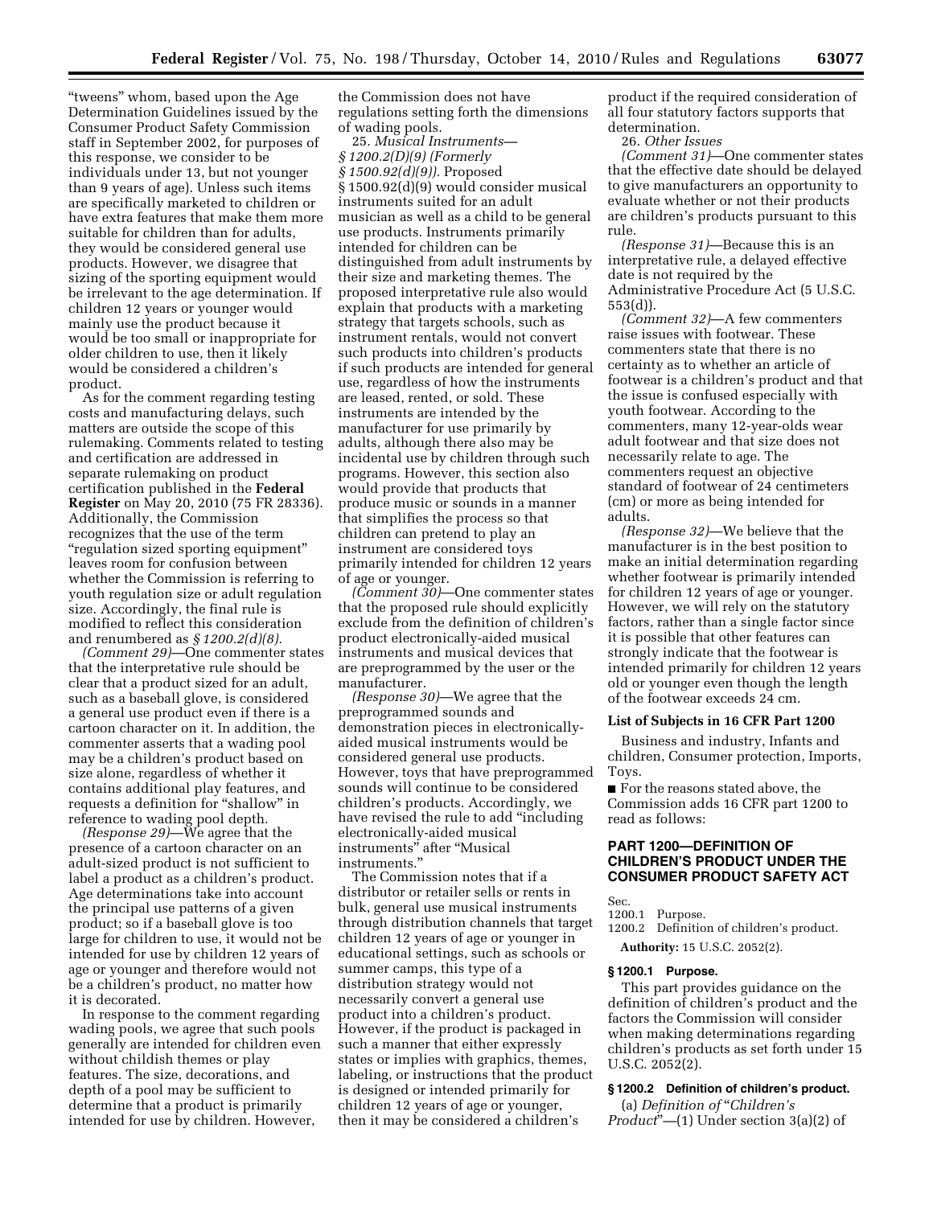"tweens" whom, based upon the Age Determination Guidelines issued by the Consumer Product Safety Commission staff in September 2002, for purposes of this response, we consider to be individuals under 13, but not younger than 9 years of age). Unless such items are specifically marketed to children or have extra features that make them more suitable for children than for adults, they would be considered general use products. However, we disagree that sizing of the sporting equipment would be irrelevant to the age determination. If children 12 years or younger would mainly use the product because it would be too small or inappropriate for older children to use, then it likely would be considered a children's product.

As for the comment regarding testing costs and manufacturing delays, such matters are outside the scope of this rulemaking. Comments related to testing and certification are addressed in separate rulemaking on product certification published in the **Federal Register** on May 20, 2010 (75 FR 28336). Additionally, the Commission recognizes that the use of the term "regulation sized sporting equipment" leaves room for confusion between whether the Commission is referring to youth regulation size or adult regulation size. Accordingly, the final rule is modified to reflect this consideration and renumbered as *§ 1200.2(d)(8).*

*(Comment 29)*—One commenter states that the interpretative rule should be clear that a product sized for an adult, such as a baseball glove, is considered a general use product even if there is a cartoon character on it. In addition, the commenter asserts that a wading pool may be a children's product based on size alone, regardless of whether it contains additional play features, and requests a definition for "shallow" in reference to wading pool depth.

*(Response 29)*—We agree that the presence of a cartoon character on an adult-sized product is not sufficient to label a product as a children's product. Age determinations take into account the principal use patterns of a given product; so if a baseball glove is too large for children to use, it would not be intended for use by children 12 years of age or younger and therefore would not be a children's product, no matter how it is decorated.

In response to the comment regarding wading pools, we agree that such pools generally are intended for children even without childish themes or play features. The size, decorations, and depth of a pool may be sufficient to determine that a product is primarily intended for use by children. However, the Commission does not have regulations setting forth the dimensions of wading pools.

25. *Musical Instruments—§ 1200.2(D)(9) (Formerly § 1500.92(d)(9)).* Proposed § 1500.92(d)(9) would consider musical instruments suited for an adult musician as well as a child to be general use products. Instruments primarily intended for children can be distinguished from adult instruments by their size and marketing themes. The proposed interpretative rule also would explain that products with a marketing strategy that targets schools, such as instrument rentals, would not convert such products into children's products if such products are intended for general use, regardless of how the instruments are leased, rented, or sold. These instruments are intended by the manufacturer for use primarily by adults, although there also may be incidental use by children through such programs. However, this section also would provide that products that produce music or sounds in a manner that simplifies the process so that children can pretend to play an instrument are considered toys primarily intended for children 12 years of age or younger.

*(Comment 30)*—One commenter states that the proposed rule should explicitly exclude from the definition of children's product electronically-aided musical instruments and musical devices that are preprogrammed by the user or the manufacturer.

*(Response 30)*—We agree that the preprogrammed sounds and demonstration pieces in electronically-aided musical instruments would be considered general use products. However, toys that have preprogrammed sounds will continue to be considered children's products. Accordingly, we have revised the rule to add "including electronically-aided musical instruments" after "Musical instruments."

The Commission notes that if a distributor or retailer sells or rents in bulk, general use musical instruments through distribution channels that target children 12 years of age or younger in educational settings, such as schools or summer camps, this type of a distribution strategy would not necessarily convert a general use product into a children's product. However, if the product is packaged in such a manner that either expressly states or implies with graphics, themes, labeling, or instructions that the product is designed or intended primarily for children 12 years of age or younger, then it may be considered a children's product if the required consideration of all four statutory factors supports that determination.

26. *Other Issues*

*(Comment 31)*—One commenter states that the effective date should be delayed to give manufacturers an opportunity to evaluate whether or not their products are children's products pursuant to this rule.

*(Response 31)*—Because this is an interpretative rule, a delayed effective date is not required by the Administrative Procedure Act (5 U.S.C. 553(d)).

*(Comment 32)*—A few commenters raise issues with footwear. These commenters state that there is no certainty as to whether an article of footwear is a children's product and that the issue is confused especially with youth footwear. According to the commenters, many 12-year-olds wear adult footwear and that size does not necessarily relate to age. The commenters request an objective standard of footwear of 24 centimeters (cm) or more as being intended for adults.

*(Response 32)*—We believe that the manufacturer is in the best position to make an initial determination regarding whether footwear is primarily intended for children 12 years of age or younger. However, we will rely on the statutory factors, rather than a single factor since it is possible that other features can strongly indicate that the footwear is intended primarily for children 12 years old or younger even though the length of the footwear exceeds 24 cm.

**List of Subjects in 16 CFR Part 1200**

Business and industry, Infants and children, Consumer protection, Imports, Toys.

■ For the reasons stated above, the Commission adds 16 CFR part 1200 to read as follows:

## PART 1200—DEFINITION OF CHILDREN'S PRODUCT UNDER THE CONSUMER PRODUCT SAFETY ACT

Sec.
1200.1 Purpose.
1200.2 Definition of children's product.

**Authority:** 15 U.S.C. 2052(2).

### § 1200.1 Purpose.

This part provides guidance on the definition of children's product and the factors the Commission will consider when making determinations regarding children's products as set forth under 15 U.S.C. 2052(2).

### § 1200.2 Definition of children's product.

(a) *Definition of "Children's Product"*—(1) Under section 3(a)(2) of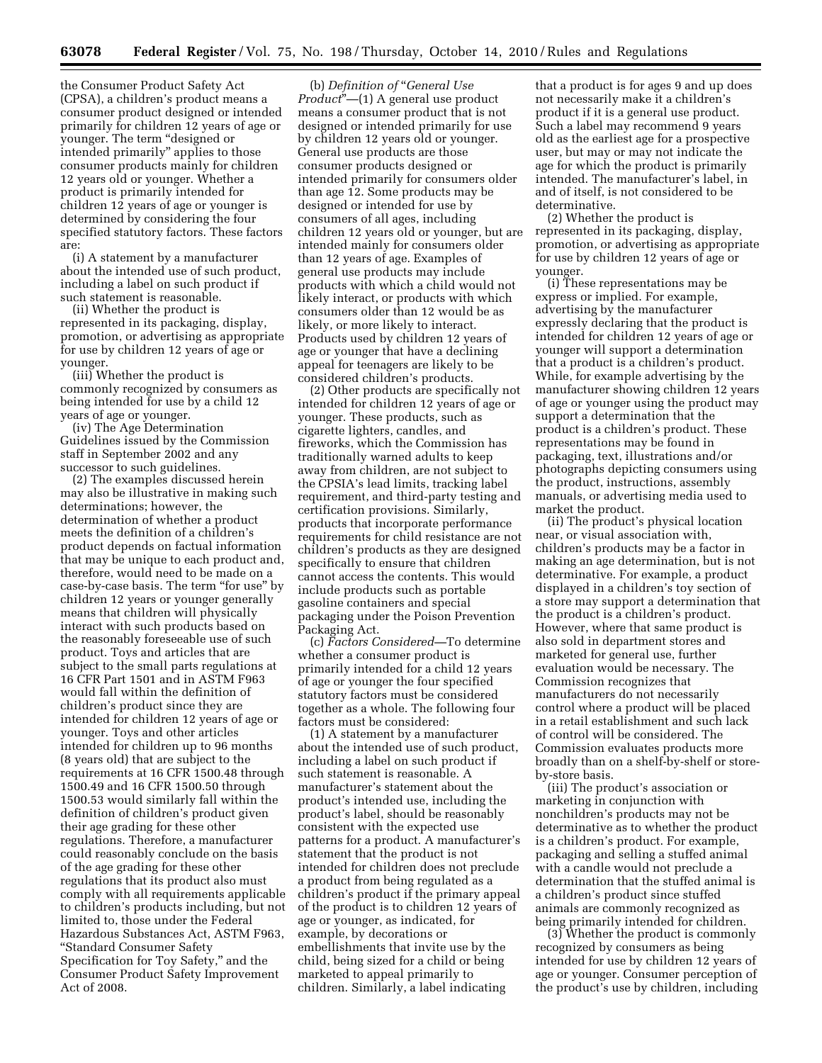the Consumer Product Safety Act (CPSA), a children's product means a consumer product designed or intended primarily for children 12 years of age or younger. The term "designed or intended primarily" applies to those consumer products mainly for children 12 years old or younger. Whether a product is primarily intended for children 12 years of age or younger is determined by considering the four specified statutory factors. These factors are:

(i) A statement by a manufacturer about the intended use of such product, including a label on such product if such statement is reasonable.

(ii) Whether the product is represented in its packaging, display, promotion, or advertising as appropriate for use by children 12 years of age or younger.

(iii) Whether the product is commonly recognized by consumers as being intended for use by a child 12 years of age or younger.

(iv) The Age Determination Guidelines issued by the Commission staff in September 2002 and any successor to such guidelines.

(2) The examples discussed herein may also be illustrative in making such determinations; however, the determination of whether a product meets the definition of a children's product depends on factual information that may be unique to each product and, therefore, would need to be made on a case-by-case basis. The term "for use" by children 12 years or younger generally means that children will physically interact with such products based on the reasonably foreseeable use of such product. Toys and articles that are subject to the small parts regulations at 16 CFR Part 1501 and in ASTM F963 would fall within the definition of children's product since they are intended for children 12 years of age or younger. Toys and other articles intended for children up to 96 months (8 years old) that are subject to the requirements at 16 CFR 1500.48 through 1500.49 and 16 CFR 1500.50 through 1500.53 would similarly fall within the definition of children's product given their age grading for these other regulations. Therefore, a manufacturer could reasonably conclude on the basis of the age grading for these other regulations that its product also must comply with all requirements applicable to children's products including, but not limited to, those under the Federal Hazardous Substances Act, ASTM F963, "Standard Consumer Safety Specification for Toy Safety," and the Consumer Product Safety Improvement Act of 2008.

(b) *Definition of "General Use Product"*—(1) A general use product means a consumer product that is not designed or intended primarily for use by children 12 years old or younger. General use products are those consumer products designed or intended primarily for consumers older than age 12. Some products may be designed or intended for use by consumers of all ages, including children 12 years old or younger, but are intended mainly for consumers older than 12 years of age. Examples of general use products may include products with which a child would not likely interact, or products with which consumers older than 12 would be as likely, or more likely to interact. Products used by children 12 years of age or younger that have a declining appeal for teenagers are likely to be considered children's products.

(2) Other products are specifically not intended for children 12 years of age or younger. These products, such as cigarette lighters, candles, and fireworks, which the Commission has traditionally warned adults to keep away from children, are not subject to the CPSIA's lead limits, tracking label requirement, and third-party testing and certification provisions. Similarly, products that incorporate performance requirements for child resistance are not children's products as they are designed specifically to ensure that children cannot access the contents. This would include products such as portable gasoline containers and special packaging under the Poison Prevention Packaging Act.

(c) *Factors Considered*—To determine whether a consumer product is primarily intended for a child 12 years of age or younger the four specified statutory factors must be considered together as a whole. The following four factors must be considered:

(1) A statement by a manufacturer about the intended use of such product, including a label on such product if such statement is reasonable. A manufacturer's statement about the product's intended use, including the product's label, should be reasonably consistent with the expected use patterns for a product. A manufacturer's statement that the product is not intended for children does not preclude a product from being regulated as a children's product if the primary appeal of the product is to children 12 years of age or younger, as indicated, for example, by decorations or embellishments that invite use by the child, being sized for a child or being marketed to appeal primarily to children. Similarly, a label indicating that a product is for ages 9 and up does not necessarily make it a children's product if it is a general use product. Such a label may recommend 9 years old as the earliest age for a prospective user, but may or may not indicate the age for which the product is primarily intended. The manufacturer's label, in and of itself, is not considered to be determinative.

(2) Whether the product is represented in its packaging, display, promotion, or advertising as appropriate for use by children 12 years of age or younger.

(i) These representations may be express or implied. For example, advertising by the manufacturer expressly declaring that the product is intended for children 12 years of age or younger will support a determination that a product is a children's product. While, for example advertising by the manufacturer showing children 12 years of age or younger using the product may support a determination that the product is a children's product. These representations may be found in packaging, text, illustrations and/or photographs depicting consumers using the product, instructions, assembly manuals, or advertising media used to market the product.

(ii) The product's physical location near, or visual association with, children's products may be a factor in making an age determination, but is not determinative. For example, a product displayed in a children's toy section of a store may support a determination that the product is a children's product. However, where that same product is also sold in department stores and marketed for general use, further evaluation would be necessary. The Commission recognizes that manufacturers do not necessarily control where a product will be placed in a retail establishment and such lack of control will be considered. The Commission evaluates products more broadly than on a shelf-by-shelf or store-by-store basis.

(iii) The product's association or marketing in conjunction with nonchildren's products may not be determinative as to whether the product is a children's product. For example, packaging and selling a stuffed animal with a candle would not preclude a determination that the stuffed animal is a children's product since stuffed animals are commonly recognized as being primarily intended for children.

(3) Whether the product is commonly recognized by consumers as being intended for use by children 12 years of age or younger. Consumer perception of the product's use by children, including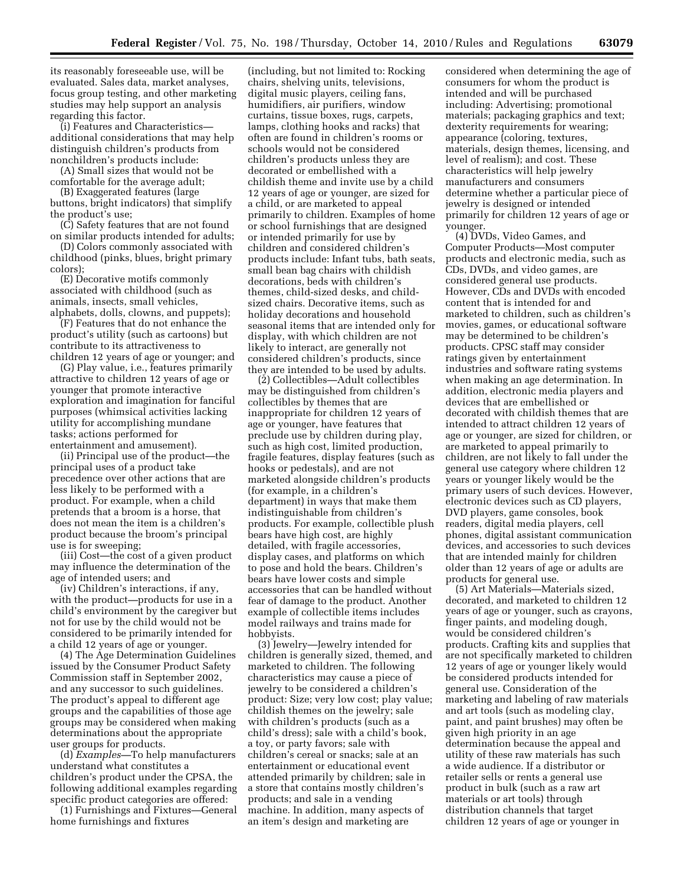its reasonably foreseeable use, will be evaluated. Sales data, market analyses, focus group testing, and other marketing studies may help support an analysis regarding this factor.

(i) Features and Characteristics—additional considerations that may help distinguish children's products from nonchildren's products include:

(A) Small sizes that would not be comfortable for the average adult;

(B) Exaggerated features (large buttons, bright indicators) that simplify the product's use;

(C) Safety features that are not found on similar products intended for adults;

(D) Colors commonly associated with childhood (pinks, blues, bright primary colors);

(E) Decorative motifs commonly associated with childhood (such as animals, insects, small vehicles, alphabets, dolls, clowns, and puppets);

(F) Features that do not enhance the product's utility (such as cartoons) but contribute to its attractiveness to children 12 years of age or younger; and

(G) Play value, i.e., features primarily attractive to children 12 years of age or younger that promote interactive exploration and imagination for fanciful purposes (whimsical activities lacking utility for accomplishing mundane tasks; actions performed for entertainment and amusement).

(ii) Principal use of the product—the principal uses of a product take precedence over other actions that are less likely to be performed with a product. For example, when a child pretends that a broom is a horse, that does not mean the item is a children's product because the broom's principal use is for sweeping;

(iii) Cost—the cost of a given product may influence the determination of the age of intended users; and

(iv) Children's interactions, if any, with the product—products for use in a child's environment by the caregiver but not for use by the child would not be considered to be primarily intended for a child 12 years of age or younger.

(4) The Age Determination Guidelines issued by the Consumer Product Safety Commission staff in September 2002, and any successor to such guidelines. The product's appeal to different age groups and the capabilities of those age groups may be considered when making determinations about the appropriate user groups for products.

(d) *Examples*—To help manufacturers understand what constitutes a children's product under the CPSA, the following additional examples regarding specific product categories are offered:

(1) Furnishings and Fixtures—General home furnishings and fixtures (including, but not limited to: Rocking chairs, shelving units, televisions, digital music players, ceiling fans, humidifiers, air purifiers, window curtains, tissue boxes, rugs, carpets, lamps, clothing hooks and racks) that often are found in children's rooms or schools would not be considered children's products unless they are decorated or embellished with a childish theme and invite use by a child 12 years of age or younger, are sized for a child, or are marketed to appeal primarily to children. Examples of home or school furnishings that are designed or intended primarily for use by children and considered children's products include: Infant tubs, bath seats, small bean bag chairs with childish decorations, beds with children's themes, child-sized desks, and child-sized chairs. Decorative items, such as holiday decorations and household seasonal items that are intended only for display, with which children are not likely to interact, are generally not considered children's products, since they are intended to be used by adults.

(2) Collectibles—Adult collectibles may be distinguished from children's collectibles by themes that are inappropriate for children 12 years of age or younger, have features that preclude use by children during play, such as high cost, limited production, fragile features, display features (such as hooks or pedestals), and are not marketed alongside children's products (for example, in a children's department) in ways that make them indistinguishable from children's products. For example, collectible plush bears have high cost, are highly detailed, with fragile accessories, display cases, and platforms on which to pose and hold the bears. Children's bears have lower costs and simple accessories that can be handled without fear of damage to the product. Another example of collectible items includes model railways and trains made for hobbyists.

(3) Jewelry—Jewelry intended for children is generally sized, themed, and marketed to children. The following characteristics may cause a piece of jewelry to be considered a children's product: Size; very low cost; play value; childish themes on the jewelry; sale with children's products (such as a child's dress); sale with a child's book, a toy, or party favors; sale with children's cereal or snacks; sale at an entertainment or educational event attended primarily by children; sale in a store that contains mostly children's products; and sale in a vending machine. In addition, many aspects of an item's design and marketing are considered when determining the age of consumers for whom the product is intended and will be purchased including: Advertising; promotional materials; packaging graphics and text; dexterity requirements for wearing; appearance (coloring, textures, materials, design themes, licensing, and level of realism); and cost. These characteristics will help jewelry manufacturers and consumers determine whether a particular piece of jewelry is designed or intended primarily for children 12 years of age or younger.

(4) DVDs, Video Games, and Computer Products—Most computer products and electronic media, such as CDs, DVDs, and video games, are considered general use products. However, CDs and DVDs with encoded content that is intended for and marketed to children, such as children's movies, games, or educational software may be determined to be children's products. CPSC staff may consider ratings given by entertainment industries and software rating systems when making an age determination. In addition, electronic media players and devices that are embellished or decorated with childish themes that are intended to attract children 12 years of age or younger, are sized for children, or are marketed to appeal primarily to children, are not likely to fall under the general use category where children 12 years or younger likely would be the primary users of such devices. However, electronic devices such as CD players, DVD players, game consoles, book readers, digital media players, cell phones, digital assistant communication devices, and accessories to such devices that are intended mainly for children older than 12 years of age or adults are products for general use.

(5) Art Materials—Materials sized, decorated, and marketed to children 12 years of age or younger, such as crayons, finger paints, and modeling dough, would be considered children's products. Crafting kits and supplies that are not specifically marketed to children 12 years of age or younger likely would be considered products intended for general use. Consideration of the marketing and labeling of raw materials and art tools (such as modeling clay, paint, and paint brushes) may often be given high priority in an age determination because the appeal and utility of these raw materials has such a wide audience. If a distributor or retailer sells or rents a general use product in bulk (such as a raw art materials or art tools) through distribution channels that target children 12 years of age or younger in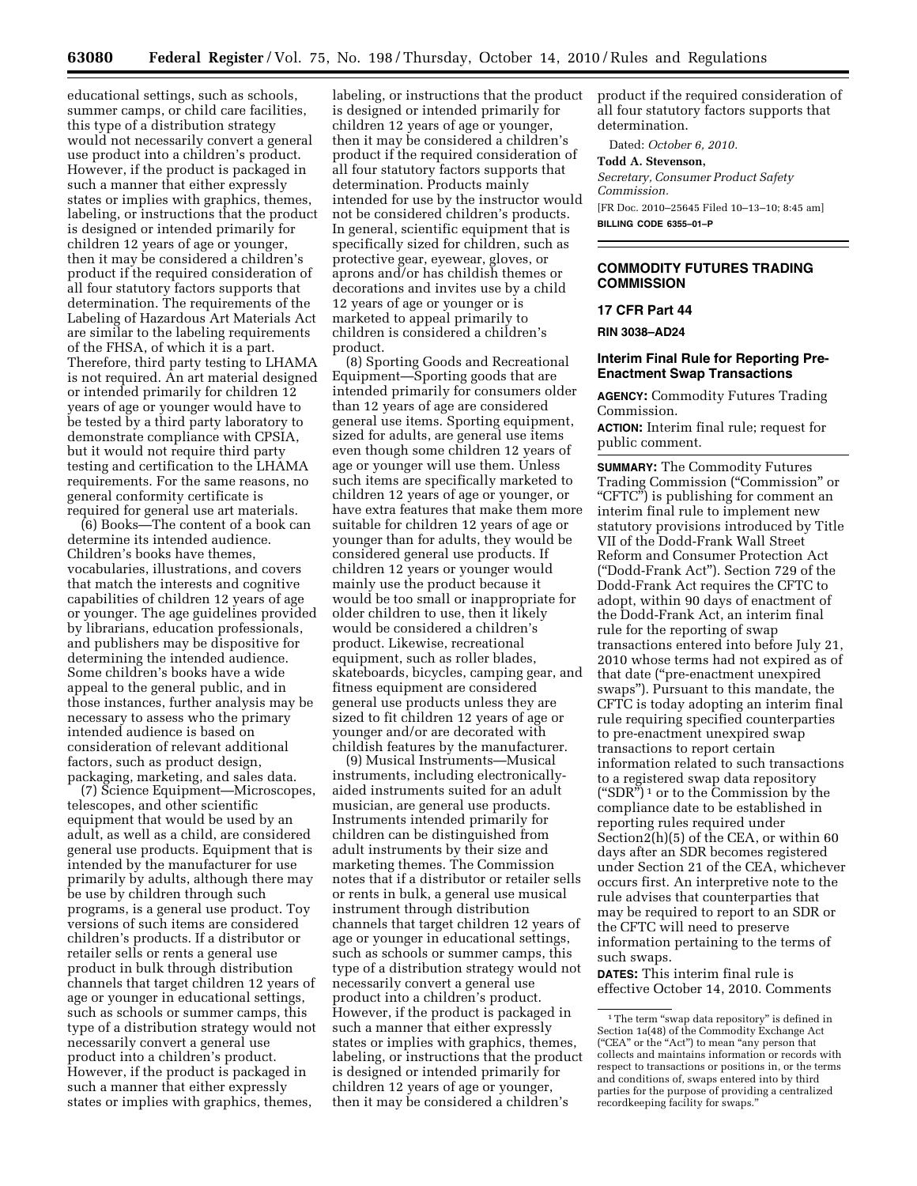educational settings, such as schools, summer camps, or child care facilities, this type of a distribution strategy would not necessarily convert a general use product into a children's product. However, if the product is packaged in such a manner that either expressly states or implies with graphics, themes, labeling, or instructions that the product is designed or intended primarily for children 12 years of age or younger, then it may be considered a children's product if the required consideration of all four statutory factors supports that determination. The requirements of the Labeling of Hazardous Art Materials Act are similar to the labeling requirements of the FHSA, of which it is a part. Therefore, third party testing to LHAMA is not required. An art material designed or intended primarily for children 12 years of age or younger would have to be tested by a third party laboratory to demonstrate compliance with CPSIA, but it would not require third party testing and certification to the LHAMA requirements. For the same reasons, no general conformity certificate is required for general use art materials.

(6) Books—The content of a book can determine its intended audience. Children's books have themes, vocabularies, illustrations, and covers that match the interests and cognitive capabilities of children 12 years of age or younger. The age guidelines provided by librarians, education professionals, and publishers may be dispositive for determining the intended audience. Some children's books have a wide appeal to the general public, and in those instances, further analysis may be necessary to assess who the primary intended audience is based on consideration of relevant additional factors, such as product design, packaging, marketing, and sales data.

(7) Science Equipment—Microscopes, telescopes, and other scientific equipment that would be used by an adult, as well as a child, are considered general use products. Equipment that is intended by the manufacturer for use primarily by adults, although there may be use by children through such programs, is a general use product. Toy versions of such items are considered children's products. If a distributor or retailer sells or rents a general use product in bulk through distribution channels that target children 12 years of age or younger in educational settings, such as schools or summer camps, this type of a distribution strategy would not necessarily convert a general use product into a children's product. However, if the product is packaged in such a manner that either expressly states or implies with graphics, themes, labeling, or instructions that the product is designed or intended primarily for children 12 years of age or younger, then it may be considered a children's product if the required consideration of all four statutory factors supports that determination. Products mainly intended for use by the instructor would not be considered children's products. In general, scientific equipment that is specifically sized for children, such as protective gear, eyewear, gloves, or aprons and/or has childish themes or decorations and invites use by a child 12 years of age or younger or is marketed to appeal primarily to children is considered a children's product.

(8) Sporting Goods and Recreational Equipment—Sporting goods that are intended primarily for consumers older than 12 years of age are considered general use items. Sporting equipment, sized for adults, are general use items even though some children 12 years of age or younger will use them. Unless such items are specifically marketed to children 12 years of age or younger, or have extra features that make them more suitable for children 12 years of age or younger than for adults, they would be considered general use products. If children 12 years or younger would mainly use the product because it would be too small or inappropriate for older children to use, then it likely would be considered a children's product. Likewise, recreational equipment, such as roller blades, skateboards, bicycles, camping gear, and fitness equipment are considered general use products unless they are sized to fit children 12 years of age or younger and/or are decorated with childish features by the manufacturer.

(9) Musical Instruments—Musical instruments, including electronically-aided instruments suited for an adult musician, are general use products. Instruments intended primarily for children can be distinguished from adult instruments by their size and marketing themes. The Commission notes that if a distributor or retailer sells or rents in bulk, a general use musical instrument through distribution channels that target children 12 years of age or younger in educational settings, such as schools or summer camps, this type of a distribution strategy would not necessarily convert a general use product into a children's product. However, if the product is packaged in such a manner that either expressly states or implies with graphics, themes, labeling, or instructions that the product is designed or intended primarily for children 12 years of age or younger, then it may be considered a children's product if the required consideration of all four statutory factors supports that determination.

Dated: *October 6, 2010.*

**Todd A. Stevenson,**

*Secretary, Consumer Product Safety Commission.*

[FR Doc. 2010–25645 Filed 10–13–10; 8:45 am]

**BILLING CODE 6355–01–P**

## COMMODITY FUTURES TRADING COMMISSION

### 17 CFR Part 44

**RIN 3038–AD24**

### Interim Final Rule for Reporting Pre-Enactment Swap Transactions

**AGENCY:** Commodity Futures Trading Commission.

**ACTION:** Interim final rule; request for public comment.

**SUMMARY:** The Commodity Futures Trading Commission ("Commission" or "CFTC") is publishing for comment an interim final rule to implement new statutory provisions introduced by Title VII of the Dodd-Frank Wall Street Reform and Consumer Protection Act ("Dodd-Frank Act"). Section 729 of the Dodd-Frank Act requires the CFTC to adopt, within 90 days of enactment of the Dodd-Frank Act, an interim final rule for the reporting of swap transactions entered into before July 21, 2010 whose terms had not expired as of that date ("pre-enactment unexpired swaps"). Pursuant to this mandate, the CFTC is today adopting an interim final rule requiring specified counterparties to pre-enactment unexpired swap transactions to report certain information related to such transactions to a registered swap data repository ("SDR")[1] or to the Commission by the compliance date to be established in reporting rules required under Section2(h)(5) of the CEA, or within 60 days after an SDR becomes registered under Section 21 of the CEA, whichever occurs first. An interpretive note to the rule advises that counterparties that may be required to report to an SDR or the CFTC will need to preserve information pertaining to the terms of such swaps.

**DATES:** This interim final rule is effective October 14, 2010. Comments

[1] The term "swap data repository" is defined in Section 1a(48) of the Commodity Exchange Act ("CEA" or the "Act") to mean "any person that collects and maintains information or records with respect to transactions or positions in, or the terms and conditions of, swaps entered into by third parties for the purpose of providing a centralized recordkeeping facility for swaps."